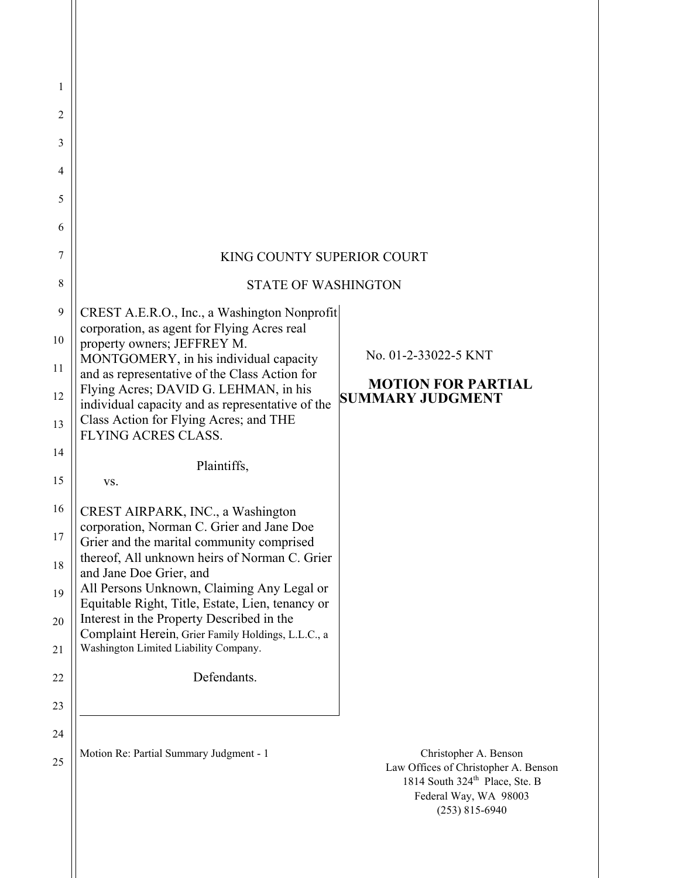KING COUNTY SUPERIOR COURT

STATE OF WASHINGTON

CREST A.E.R.O., Inc., a Washington Nonprofit corporation, as agent for Flying Acres real property owners; JEFFREY M. MONTGOMERY, in his individual capacity and as representative of the Class Action for Flying Acres; DAVID G. LEHMAN, in his individual capacity and as representative of the Class Action for Flying Acres; and THE FLYING ACRES CLASS.

Plaintiffs,

vs.

CREST AIRPARK, INC., a Washington corporation, Norman C. Grier and Jane Doe Grier and the marital community comprised thereof, All unknown heirs of Norman C. Grier and Jane Doe Grier, and
All Persons Unknown, Claiming Any Legal or Equitable Right, Title, Estate, Lien, tenancy or Interest in the Property Described in the Complaint Herein, Grier Family Holdings, L.L.C., a Washington Limited Liability Company.

Defendants.

No. 01-2-33022-5 KNT

**MOTION FOR PARTIAL SUMMARY JUDGMENT**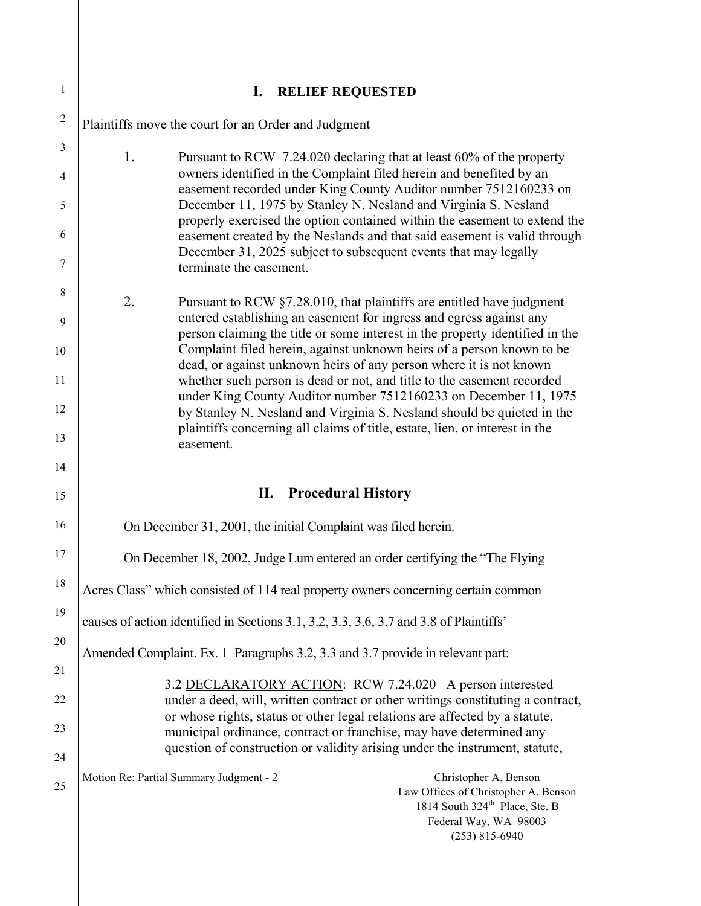## I. RELIEF REQUESTED

Plaintiffs move the court for an Order and Judgment

1. Pursuant to RCW 7.24.020 declaring that at least 60% of the property owners identified in the Complaint filed herein and benefited by an easement recorded under King County Auditor number 7512160233 on December 11, 1975 by Stanley N. Nesland and Virginia S. Nesland properly exercised the option contained within the easement to extend the easement created by the Neslands and that said easement is valid through December 31, 2025 subject to subsequent events that may legally terminate the easement.

2. Pursuant to RCW §7.28.010, that plaintiffs are entitled have judgment entered establishing an easement for ingress and egress against any person claiming the title or some interest in the property identified in the Complaint filed herein, against unknown heirs of a person known to be dead, or against unknown heirs of any person where it is not known whether such person is dead or not, and title to the easement recorded under King County Auditor number 7512160233 on December 11, 1975 by Stanley N. Nesland and Virginia S. Nesland should be quieted in the plaintiffs concerning all claims of title, estate, lien, or interest in the easement.

## II. Procedural History

On December 31, 2001, the initial Complaint was filed herein.

On December 18, 2002, Judge Lum entered an order certifying the "The Flying Acres Class" which consisted of 114 real property owners concerning certain common causes of action identified in Sections 3.1, 3.2, 3.3, 3.6, 3.7 and 3.8 of Plaintiffs' Amended Complaint. Ex. 1 Paragraphs 3.2, 3.3 and 3.7 provide in relevant part:

> 3.2 <u>DECLARATORY ACTION</u>: RCW 7.24.020 A person interested under a deed, will, written contract or other writings constituting a contract, or whose rights, status or other legal relations are affected by a statute, municipal ordinance, contract or franchise, may have determined any question of construction or validity arising under the instrument, statute,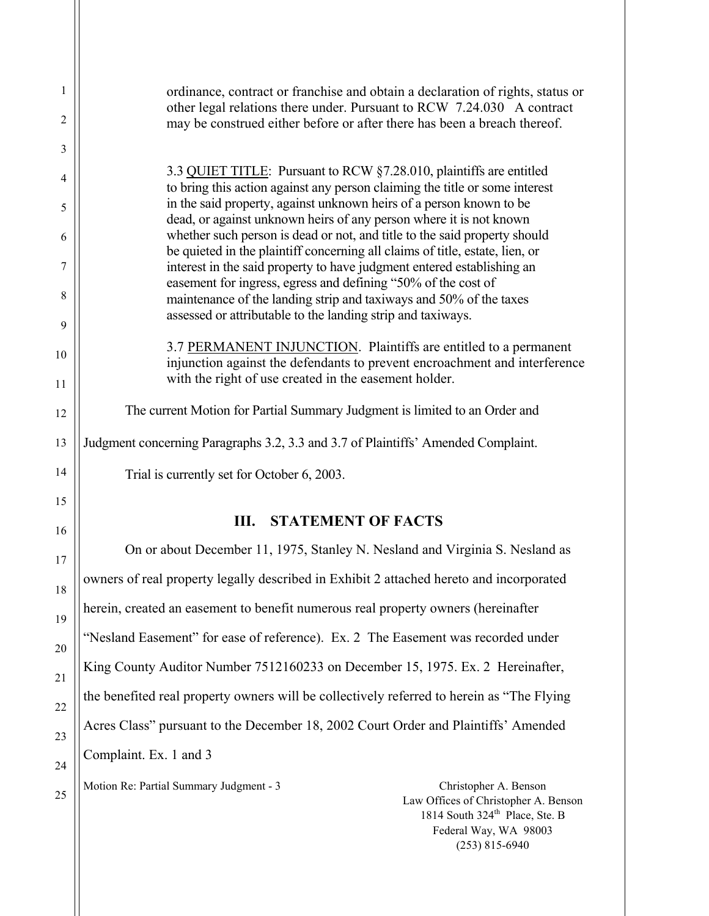ordinance, contract or franchise and obtain a declaration of rights, status or other legal relations there under. Pursuant to RCW 7.24.030 A contract may be construed either before or after there has been a breach thereof.

3.3 QUIET TITLE: Pursuant to RCW §7.28.010, plaintiffs are entitled to bring this action against any person claiming the title or some interest in the said property, against unknown heirs of a person known to be dead, or against unknown heirs of any person where it is not known whether such person is dead or not, and title to the said property should be quieted in the plaintiff concerning all claims of title, estate, lien, or interest in the said property to have judgment entered establishing an easement for ingress, egress and defining "50% of the cost of maintenance of the landing strip and taxiways and 50% of the taxes assessed or attributable to the landing strip and taxiways.

3.7 PERMANENT INJUNCTION. Plaintiffs are entitled to a permanent injunction against the defendants to prevent encroachment and interference with the right of use created in the easement holder.

The current Motion for Partial Summary Judgment is limited to an Order and Judgment concerning Paragraphs 3.2, 3.3 and 3.7 of Plaintiffs' Amended Complaint.

Trial is currently set for October 6, 2003.

## III. STATEMENT OF FACTS

On or about December 11, 1975, Stanley N. Nesland and Virginia S. Nesland as owners of real property legally described in Exhibit 2 attached hereto and incorporated herein, created an easement to benefit numerous real property owners (hereinafter "Nesland Easement" for ease of reference). Ex. 2 The Easement was recorded under King County Auditor Number 7512160233 on December 15, 1975. Ex. 2 Hereinafter, the benefited real property owners will be collectively referred to herein as "The Flying Acres Class" pursuant to the December 18, 2002 Court Order and Plaintiffs' Amended Complaint. Ex. 1 and 3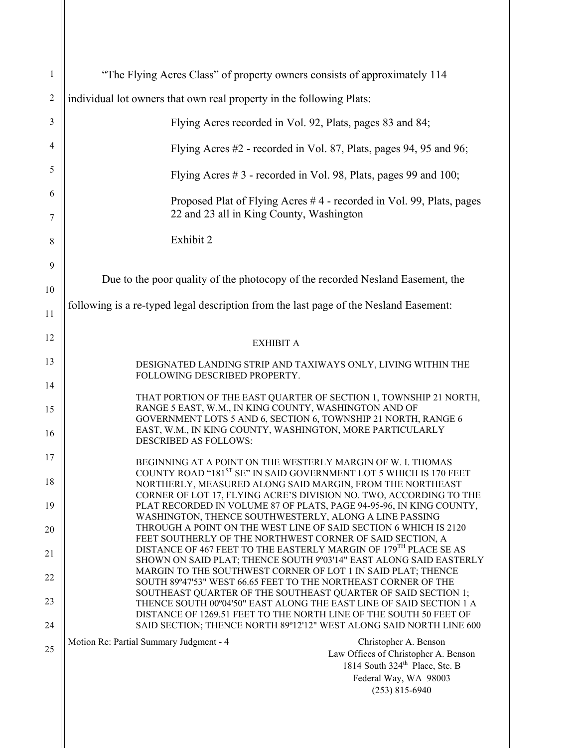"The Flying Acres Class" of property owners consists of approximately 114 individual lot owners that own real property in the following Plats:

> Flying Acres recorded in Vol. 92, Plats, pages 83 and 84;
>
> Flying Acres #2 - recorded in Vol. 87, Plats, pages 94, 95 and 96;
>
> Flying Acres # 3 - recorded in Vol. 98, Plats, pages 99 and 100;
>
> Proposed Plat of Flying Acres # 4 - recorded in Vol. 99, Plats, pages 22 and 23 all in King County, Washington
>
> Exhibit 2

Due to the poor quality of the photocopy of the recorded Nesland Easement, the following is a re-typed legal description from the last page of the Nesland Easement:

EXHIBIT A

DESIGNATED LANDING STRIP AND TAXIWAYS ONLY, LIVING WITHIN THE FOLLOWING DESCRIBED PROPERTY.

THAT PORTION OF THE EAST QUARTER OF SECTION 1, TOWNSHIP 21 NORTH, RANGE 5 EAST, W.M., IN KING COUNTY, WASHINGTON AND OF GOVERNMENT LOTS 5 AND 6, SECTION 6, TOWNSHIP 21 NORTH, RANGE 6 EAST, W.M., IN KING COUNTY, WASHINGTON, MORE PARTICULARLY DESCRIBED AS FOLLOWS:

BEGINNING AT A POINT ON THE WESTERLY MARGIN OF W. I. THOMAS COUNTY ROAD "181ST SE" IN SAID GOVERNMENT LOT 5 WHICH IS 170 FEET NORTHERLY, MEASURED ALONG SAID MARGIN, FROM THE NORTHEAST CORNER OF LOT 17, FLYING ACRE'S DIVISION NO. TWO, ACCORDING TO THE PLAT RECORDED IN VOLUME 87 OF PLATS, PAGE 94-95-96, IN KING COUNTY, WASHINGTON, THENCE SOUTHWESTERLY, ALONG A LINE PASSING THROUGH A POINT ON THE WEST LINE OF SAID SECTION 6 WHICH IS 2120 FEET SOUTHERLY OF THE NORTHWEST CORNER OF SAID SECTION, A DISTANCE OF 467 FEET TO THE EASTERLY MARGIN OF 179TH PLACE SE AS SHOWN ON SAID PLAT; THENCE SOUTH 9º03'14" EAST ALONG SAID EASTERLY MARGIN TO THE SOUTHWEST CORNER OF LOT 1 IN SAID PLAT; THENCE SOUTH 89º47'53" WEST 66.65 FEET TO THE NORTHEAST CORNER OF THE SOUTHEAST QUARTER OF THE SOUTHEAST QUARTER OF SAID SECTION 1; THENCE SOUTH 00º04'50" EAST ALONG THE EAST LINE OF SAID SECTION 1 A DISTANCE OF 1269.51 FEET TO THE NORTH LINE OF THE SOUTH 50 FEET OF SAID SECTION; THENCE NORTH 89º12'12" WEST ALONG SAID NORTH LINE 600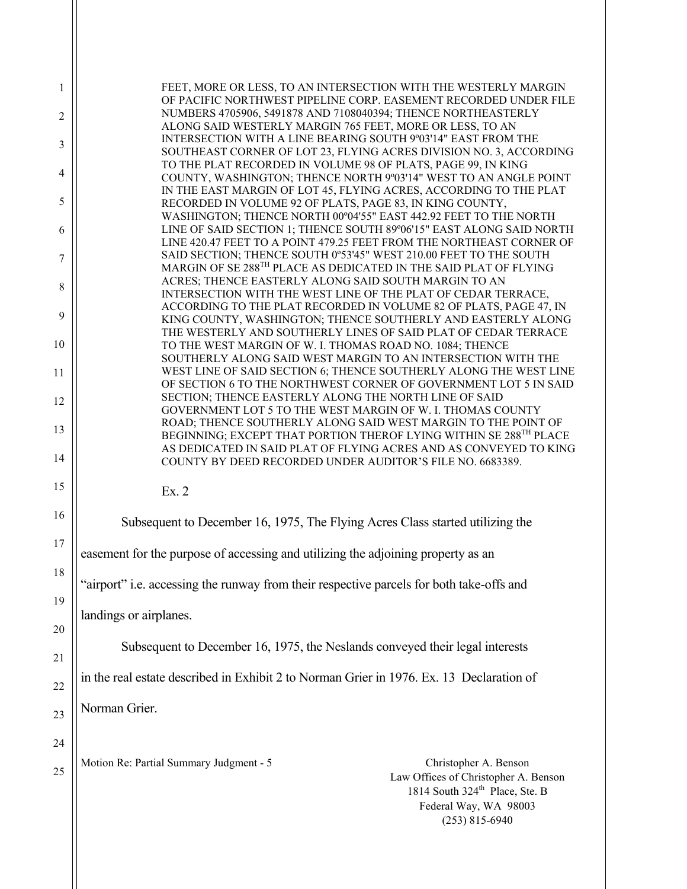FEET, MORE OR LESS, TO AN INTERSECTION WITH THE WESTERLY MARGIN OF PACIFIC NORTHWEST PIPELINE CORP. EASEMENT RECORDED UNDER FILE NUMBERS 4705906, 5491878 AND 7108040394; THENCE NORTHEASTERLY ALONG SAID WESTERLY MARGIN 765 FEET, MORE OR LESS, TO AN INTERSECTION WITH A LINE BEARING SOUTH 9º03'14" EAST FROM THE SOUTHEAST CORNER OF LOT 23, FLYING ACRES DIVISION NO. 3, ACCORDING TO THE PLAT RECORDED IN VOLUME 98 OF PLATS, PAGE 99, IN KING COUNTY, WASHINGTON; THENCE NORTH 9º03'14" WEST TO AN ANGLE POINT IN THE EAST MARGIN OF LOT 45, FLYING ACRES, ACCORDING TO THE PLAT RECORDED IN VOLUME 92 OF PLATS, PAGE 83, IN KING COUNTY, WASHINGTON; THENCE NORTH 00º04'55" EAST 442.92 FEET TO THE NORTH LINE OF SAID SECTION 1; THENCE SOUTH 89º06'15" EAST ALONG SAID NORTH LINE 420.47 FEET TO A POINT 479.25 FEET FROM THE NORTHEAST CORNER OF SAID SECTION; THENCE SOUTH 0º53'45" WEST 210.00 FEET TO THE SOUTH MARGIN OF SE 288TH PLACE AS DEDICATED IN THE SAID PLAT OF FLYING ACRES; THENCE EASTERLY ALONG SAID SOUTH MARGIN TO AN INTERSECTION WITH THE WEST LINE OF THE PLAT OF CEDAR TERRACE, ACCORDING TO THE PLAT RECORDED IN VOLUME 82 OF PLATS, PAGE 47, IN KING COUNTY, WASHINGTON; THENCE SOUTHERLY AND EASTERLY ALONG THE WESTERLY AND SOUTHERLY LINES OF SAID PLAT OF CEDAR TERRACE TO THE WEST MARGIN OF W. I. THOMAS ROAD NO. 1084; THENCE SOUTHERLY ALONG SAID WEST MARGIN TO AN INTERSECTION WITH THE WEST LINE OF SAID SECTION 6; THENCE SOUTHERLY ALONG THE WEST LINE OF SECTION 6 TO THE NORTHWEST CORNER OF GOVERNMENT LOT 5 IN SAID SECTION; THENCE EASTERLY ALONG THE NORTH LINE OF SAID GOVERNMENT LOT 5 TO THE WEST MARGIN OF W. I. THOMAS COUNTY ROAD; THENCE SOUTHERLY ALONG SAID WEST MARGIN TO THE POINT OF BEGINNING; EXCEPT THAT PORTION THEROF LYING WITHIN SE 288TH PLACE AS DEDICATED IN SAID PLAT OF FLYING ACRES AND AS CONVEYED TO KING COUNTY BY DEED RECORDED UNDER AUDITOR'S FILE NO. 6683389.

Ex. 2

Subsequent to December 16, 1975, The Flying Acres Class started utilizing the easement for the purpose of accessing and utilizing the adjoining property as an "airport" i.e. accessing the runway from their respective parcels for both take-offs and landings or airplanes.

Subsequent to December 16, 1975, the Neslands conveyed their legal interests in the real estate described in Exhibit 2 to Norman Grier in 1976. Ex. 13 Declaration of Norman Grier.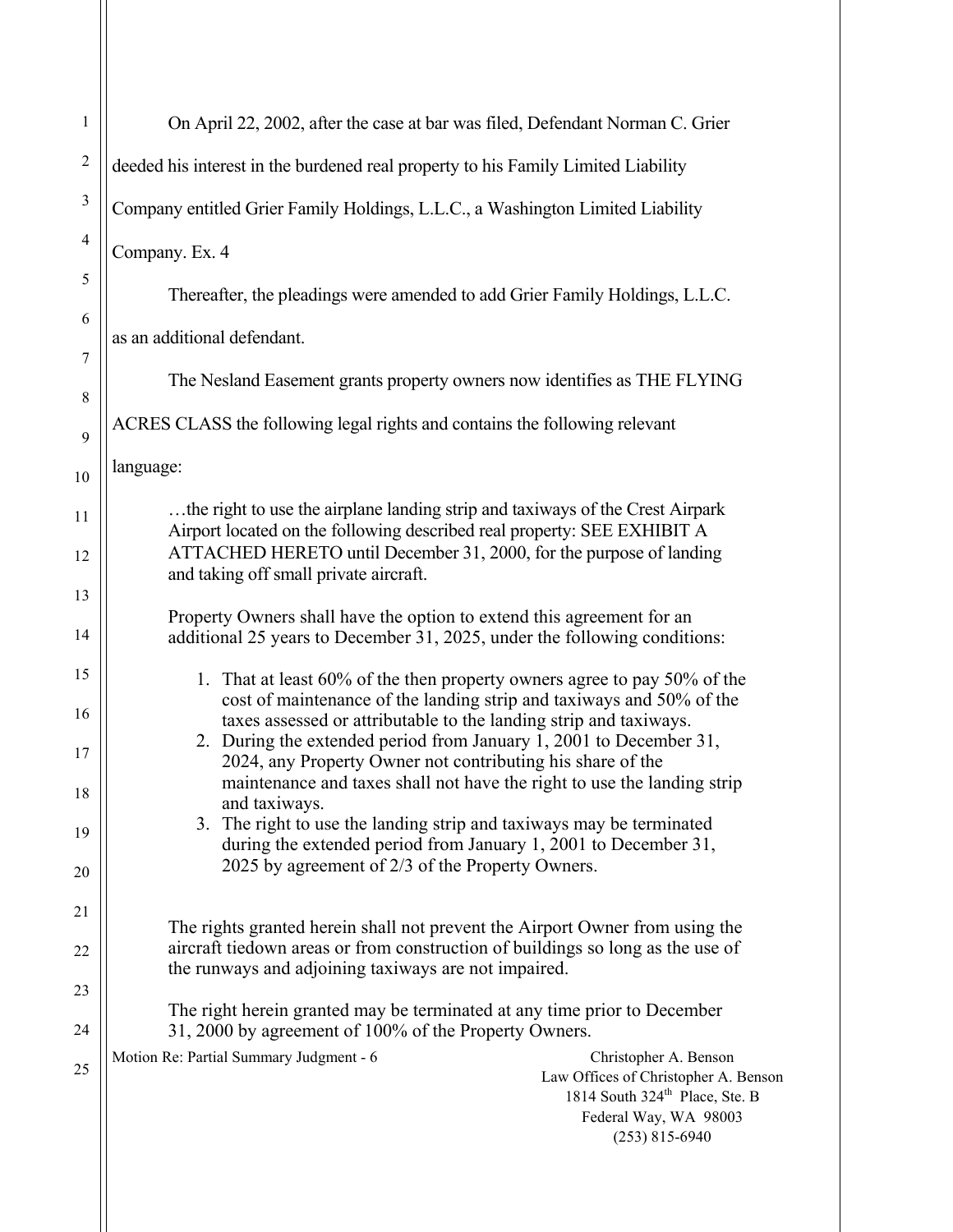On April 22, 2002, after the case at bar was filed, Defendant Norman C. Grier deeded his interest in the burdened real property to his Family Limited Liability Company entitled Grier Family Holdings, L.L.C., a Washington Limited Liability Company. Ex. 4

Thereafter, the pleadings were amended to add Grier Family Holdings, L.L.C. as an additional defendant.

The Nesland Easement grants property owners now identifies as THE FLYING ACRES CLASS the following legal rights and contains the following relevant language:

> …the right to use the airplane landing strip and taxiways of the Crest Airpark Airport located on the following described real property: SEE EXHIBIT A ATTACHED HERETO until December 31, 2000, for the purpose of landing and taking off small private aircraft.
>
> Property Owners shall have the option to extend this agreement for an additional 25 years to December 31, 2025, under the following conditions:
>
> 1. That at least 60% of the then property owners agree to pay 50% of the cost of maintenance of the landing strip and taxiways and 50% of the taxes assessed or attributable to the landing strip and taxiways.
> 2. During the extended period from January 1, 2001 to December 31, 2024, any Property Owner not contributing his share of the maintenance and taxes shall not have the right to use the landing strip and taxiways.
> 3. The right to use the landing strip and taxiways may be terminated during the extended period from January 1, 2001 to December 31, 2025 by agreement of 2/3 of the Property Owners.
>
> The rights granted herein shall not prevent the Airport Owner from using the aircraft tiedown areas or from construction of buildings so long as the use of the runways and adjoining taxiways are not impaired.
>
> The right herein granted may be terminated at any time prior to December 31, 2000 by agreement of 100% of the Property Owners.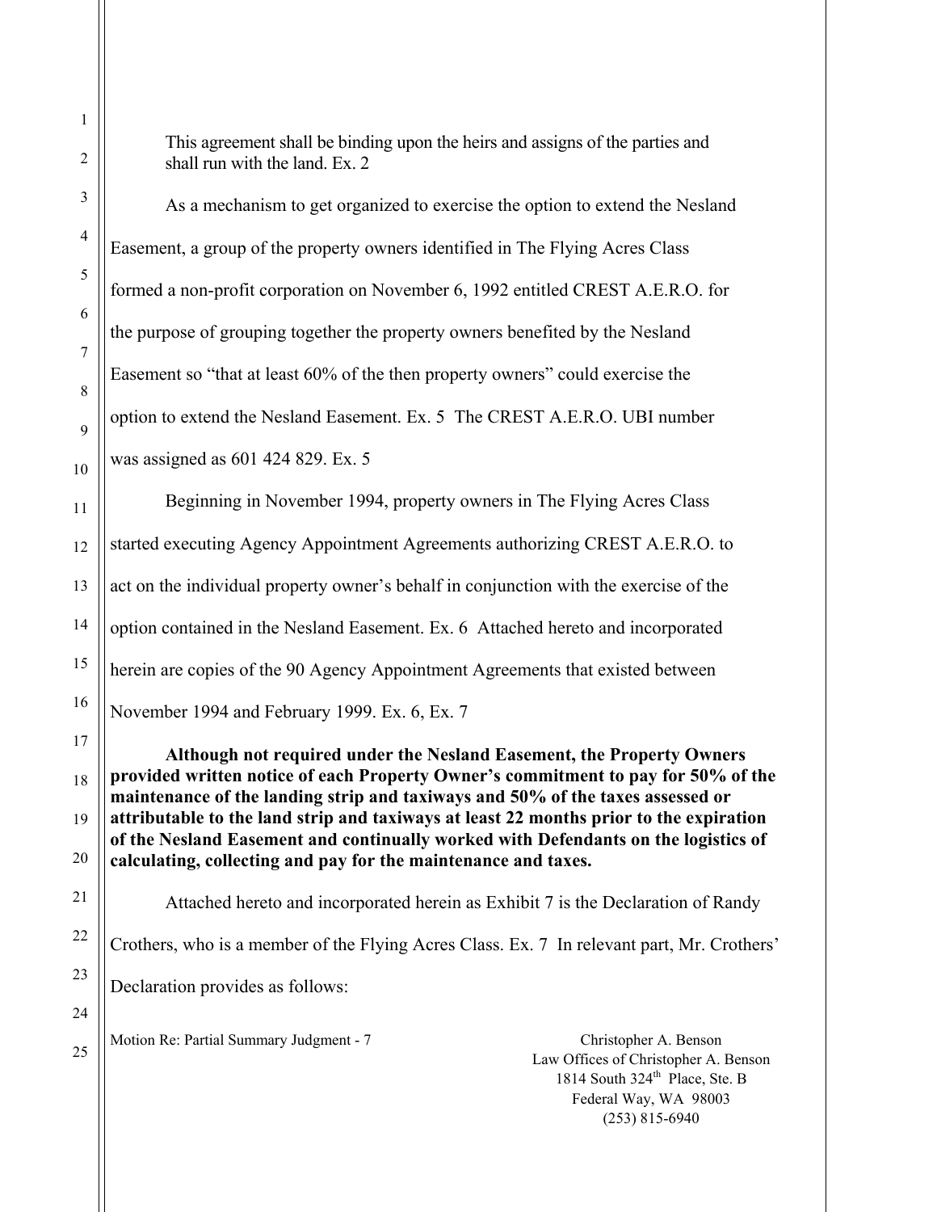This agreement shall be binding upon the heirs and assigns of the parties and shall run with the land. Ex. 2

As a mechanism to get organized to exercise the option to extend the Nesland Easement, a group of the property owners identified in The Flying Acres Class formed a non-profit corporation on November 6, 1992 entitled CREST A.E.R.O. for the purpose of grouping together the property owners benefited by the Nesland Easement so "that at least 60% of the then property owners" could exercise the option to extend the Nesland Easement. Ex. 5 The CREST A.E.R.O. UBI number was assigned as 601 424 829. Ex. 5

Beginning in November 1994, property owners in The Flying Acres Class started executing Agency Appointment Agreements authorizing CREST A.E.R.O. to act on the individual property owner's behalf in conjunction with the exercise of the option contained in the Nesland Easement. Ex. 6 Attached hereto and incorporated herein are copies of the 90 Agency Appointment Agreements that existed between November 1994 and February 1999. Ex. 6, Ex. 7

**Although not required under the Nesland Easement, the Property Owners provided written notice of each Property Owner's commitment to pay for 50% of the maintenance of the landing strip and taxiways and 50% of the taxes assessed or attributable to the land strip and taxiways at least 22 months prior to the expiration of the Nesland Easement and continually worked with Defendants on the logistics of calculating, collecting and pay for the maintenance and taxes.**

Attached hereto and incorporated herein as Exhibit 7 is the Declaration of Randy Crothers, who is a member of the Flying Acres Class. Ex. 7 In relevant part, Mr. Crothers' Declaration provides as follows: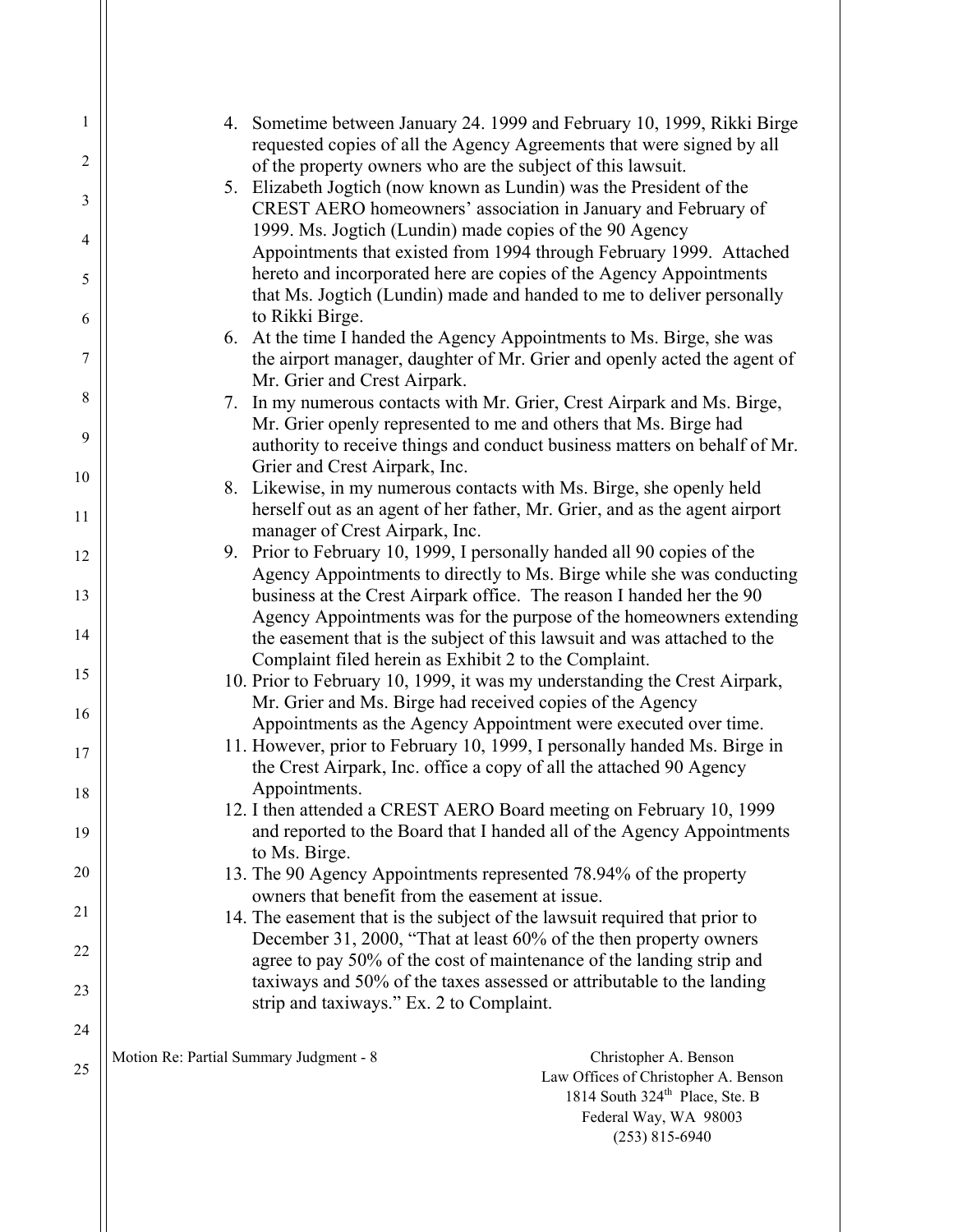4. Sometime between January 24. 1999 and February 10, 1999, Rikki Birge requested copies of all the Agency Agreements that were signed by all of the property owners who are the subject of this lawsuit.
5. Elizabeth Jogtich (now known as Lundin) was the President of the CREST AERO homeowners' association in January and February of 1999. Ms. Jogtich (Lundin) made copies of the 90 Agency Appointments that existed from 1994 through February 1999. Attached hereto and incorporated here are copies of the Agency Appointments that Ms. Jogtich (Lundin) made and handed to me to deliver personally to Rikki Birge.
6. At the time I handed the Agency Appointments to Ms. Birge, she was the airport manager, daughter of Mr. Grier and openly acted the agent of Mr. Grier and Crest Airpark.
7. In my numerous contacts with Mr. Grier, Crest Airpark and Ms. Birge, Mr. Grier openly represented to me and others that Ms. Birge had authority to receive things and conduct business matters on behalf of Mr. Grier and Crest Airpark, Inc.
8. Likewise, in my numerous contacts with Ms. Birge, she openly held herself out as an agent of her father, Mr. Grier, and as the agent airport manager of Crest Airpark, Inc.
9. Prior to February 10, 1999, I personally handed all 90 copies of the Agency Appointments to directly to Ms. Birge while she was conducting business at the Crest Airpark office. The reason I handed her the 90 Agency Appointments was for the purpose of the homeowners extending the easement that is the subject of this lawsuit and was attached to the Complaint filed herein as Exhibit 2 to the Complaint.
10. Prior to February 10, 1999, it was my understanding the Crest Airpark, Mr. Grier and Ms. Birge had received copies of the Agency Appointments as the Agency Appointment were executed over time.
11. However, prior to February 10, 1999, I personally handed Ms. Birge in the Crest Airpark, Inc. office a copy of all the attached 90 Agency Appointments.
12. I then attended a CREST AERO Board meeting on February 10, 1999 and reported to the Board that I handed all of the Agency Appointments to Ms. Birge.
13. The 90 Agency Appointments represented 78.94% of the property owners that benefit from the easement at issue.
14. The easement that is the subject of the lawsuit required that prior to December 31, 2000, "That at least 60% of the then property owners agree to pay 50% of the cost of maintenance of the landing strip and taxiways and 50% of the taxes assessed or attributable to the landing strip and taxiways." Ex. 2 to Complaint.

Motion Re: Partial Summary Judgment - 8

Christopher A. Benson
Law Offices of Christopher A. Benson
1814 South 324th Place, Ste. B
Federal Way, WA 98003
(253) 815-6940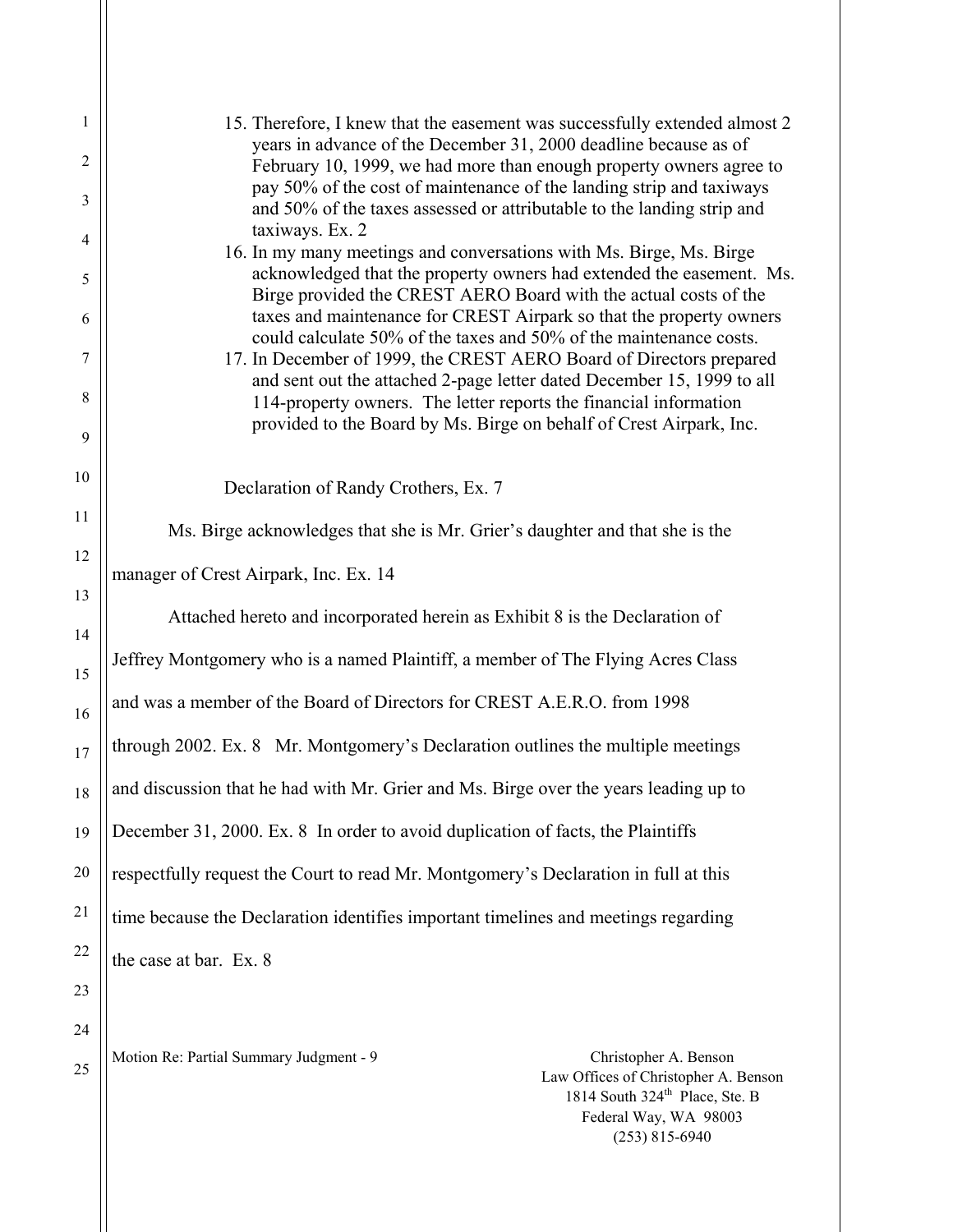15. Therefore, I knew that the easement was successfully extended almost 2 years in advance of the December 31, 2000 deadline because as of February 10, 1999, we had more than enough property owners agree to pay 50% of the cost of maintenance of the landing strip and taxiways and 50% of the taxes assessed or attributable to the landing strip and taxiways. Ex. 2
16. In my many meetings and conversations with Ms. Birge, Ms. Birge acknowledged that the property owners had extended the easement. Ms. Birge provided the CREST AERO Board with the actual costs of the taxes and maintenance for CREST Airpark so that the property owners could calculate 50% of the taxes and 50% of the maintenance costs.
17. In December of 1999, the CREST AERO Board of Directors prepared and sent out the attached 2-page letter dated December 15, 1999 to all 114-property owners. The letter reports the financial information provided to the Board by Ms. Birge on behalf of Crest Airpark, Inc.

Declaration of Randy Crothers, Ex. 7

Ms. Birge acknowledges that she is Mr. Grier's daughter and that she is the manager of Crest Airpark, Inc. Ex. 14

Attached hereto and incorporated herein as Exhibit 8 is the Declaration of Jeffrey Montgomery who is a named Plaintiff, a member of The Flying Acres Class and was a member of the Board of Directors for CREST A.E.R.O. from 1998 through 2002. Ex. 8 Mr. Montgomery's Declaration outlines the multiple meetings and discussion that he had with Mr. Grier and Ms. Birge over the years leading up to December 31, 2000. Ex. 8 In order to avoid duplication of facts, the Plaintiffs respectfully request the Court to read Mr. Montgomery's Declaration in full at this time because the Declaration identifies important timelines and meetings regarding the case at bar. Ex. 8

Motion Re: Partial Summary Judgment - 9

Christopher A. Benson
Law Offices of Christopher A. Benson
1814 South 324th Place, Ste. B
Federal Way, WA 98003
(253) 815-6940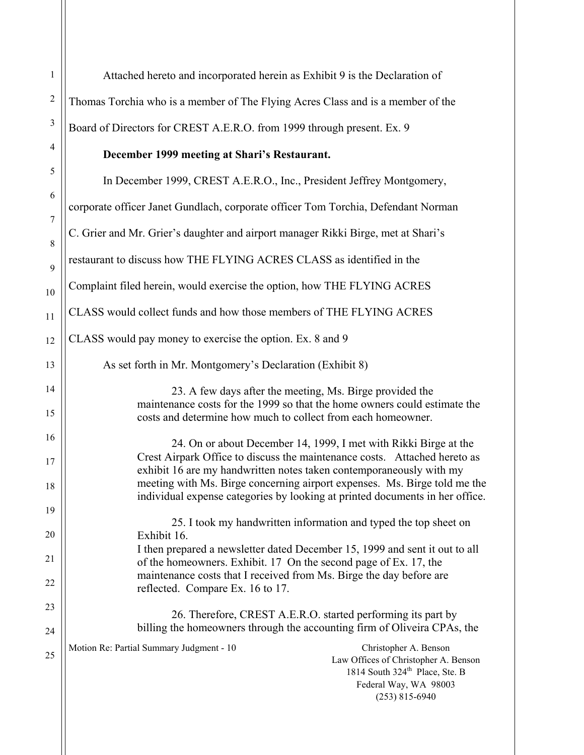Attached hereto and incorporated herein as Exhibit 9 is the Declaration of Thomas Torchia who is a member of The Flying Acres Class and is a member of the Board of Directors for CREST A.E.R.O. from 1999 through present. Ex. 9

**December 1999 meeting at Shari's Restaurant.**

In December 1999, CREST A.E.R.O., Inc., President Jeffrey Montgomery, corporate officer Janet Gundlach, corporate officer Tom Torchia, Defendant Norman C. Grier and Mr. Grier's daughter and airport manager Rikki Birge, met at Shari's restaurant to discuss how THE FLYING ACRES CLASS as identified in the Complaint filed herein, would exercise the option, how THE FLYING ACRES CLASS would collect funds and how those members of THE FLYING ACRES CLASS would pay money to exercise the option. Ex. 8 and 9

As set forth in Mr. Montgomery's Declaration (Exhibit 8)

> 23. A few days after the meeting, Ms. Birge provided the maintenance costs for the 1999 so that the home owners could estimate the costs and determine how much to collect from each homeowner.
>
> 24. On or about December 14, 1999, I met with Rikki Birge at the Crest Airpark Office to discuss the maintenance costs. Attached hereto as exhibit 16 are my handwritten notes taken contemporaneously with my meeting with Ms. Birge concerning airport expenses. Ms. Birge told me the individual expense categories by looking at printed documents in her office.
>
> 25. I took my handwritten information and typed the top sheet on Exhibit 16.
> I then prepared a newsletter dated December 15, 1999 and sent it out to all of the homeowners. Exhibit. 17 On the second page of Ex. 17, the maintenance costs that I received from Ms. Birge the day before are reflected. Compare Ex. 16 to 17.
>
> 26. Therefore, CREST A.E.R.O. started performing its part by billing the homeowners through the accounting firm of Oliveira CPAs, the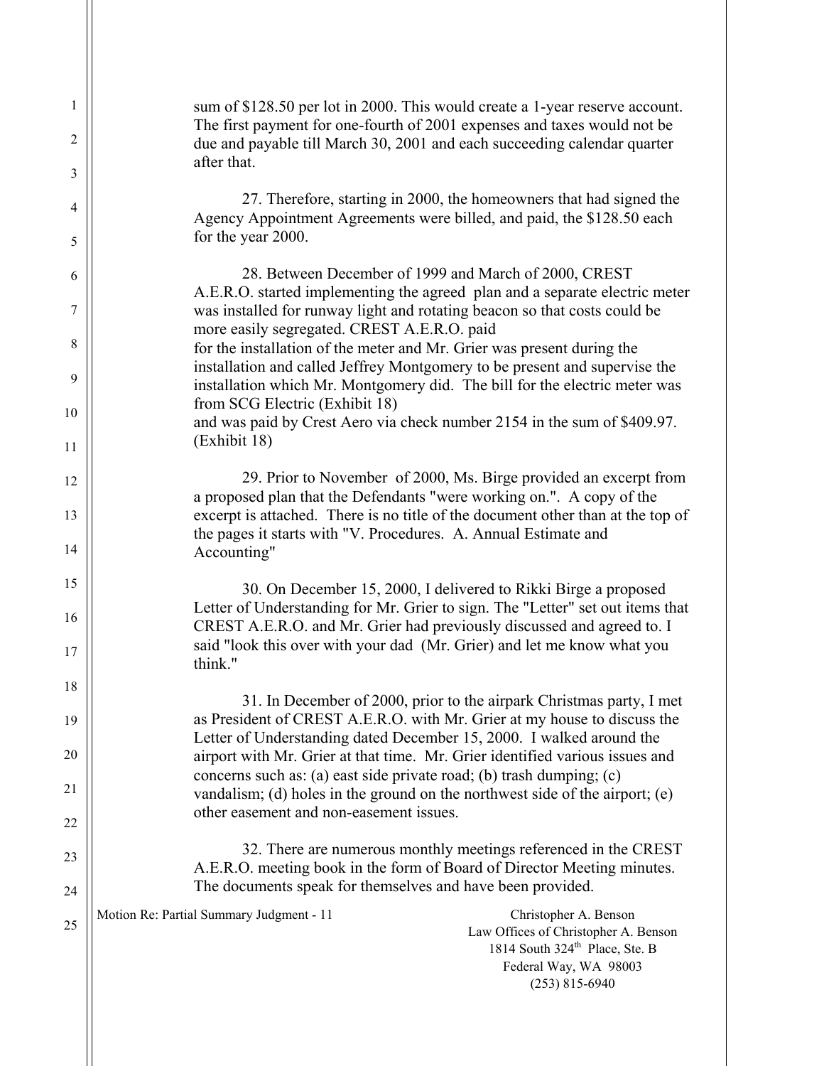sum of $128.50 per lot in 2000. This would create a 1-year reserve account. The first payment for one-fourth of 2001 expenses and taxes would not be due and payable till March 30, 2001 and each succeeding calendar quarter after that.

27. Therefore, starting in 2000, the homeowners that had signed the Agency Appointment Agreements were billed, and paid, the $128.50 each for the year 2000.

28. Between December of 1999 and March of 2000, CREST A.E.R.O. started implementing the agreed plan and a separate electric meter was installed for runway light and rotating beacon so that costs could be more easily segregated. CREST A.E.R.O. paid for the installation of the meter and Mr. Grier was present during the installation and called Jeffrey Montgomery to be present and supervise the installation which Mr. Montgomery did. The bill for the electric meter was from SCG Electric (Exhibit 18) and was paid by Crest Aero via check number 2154 in the sum of $409.97. (Exhibit 18)

29. Prior to November of 2000, Ms. Birge provided an excerpt from a proposed plan that the Defendants "were working on.". A copy of the excerpt is attached. There is no title of the document other than at the top of the pages it starts with "V. Procedures. A. Annual Estimate and Accounting"

30. On December 15, 2000, I delivered to Rikki Birge a proposed Letter of Understanding for Mr. Grier to sign. The "Letter" set out items that CREST A.E.R.O. and Mr. Grier had previously discussed and agreed to. I said "look this over with your dad (Mr. Grier) and let me know what you think."

31. In December of 2000, prior to the airpark Christmas party, I met as President of CREST A.E.R.O. with Mr. Grier at my house to discuss the Letter of Understanding dated December 15, 2000. I walked around the airport with Mr. Grier at that time. Mr. Grier identified various issues and concerns such as: (a) east side private road; (b) trash dumping; (c) vandalism; (d) holes in the ground on the northwest side of the airport; (e) other easement and non-easement issues.

32. There are numerous monthly meetings referenced in the CREST A.E.R.O. meeting book in the form of Board of Director Meeting minutes. The documents speak for themselves and have been provided.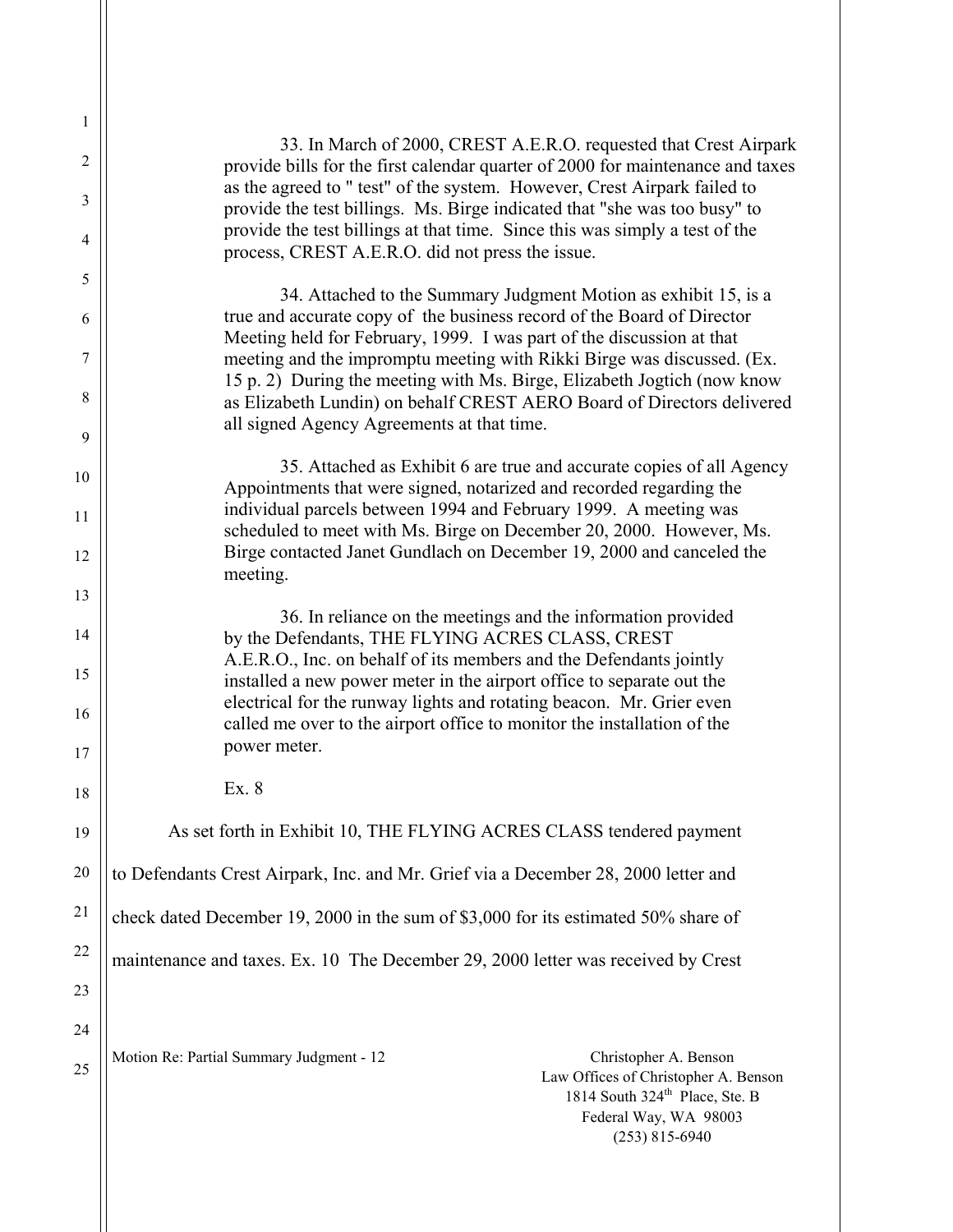33. In March of 2000, CREST A.E.R.O. requested that Crest Airpark provide bills for the first calendar quarter of 2000 for maintenance and taxes as the agreed to " test" of the system. However, Crest Airpark failed to provide the test billings. Ms. Birge indicated that "she was too busy" to provide the test billings at that time. Since this was simply a test of the process, CREST A.E.R.O. did not press the issue.

34. Attached to the Summary Judgment Motion as exhibit 15, is a true and accurate copy of the business record of the Board of Director Meeting held for February, 1999. I was part of the discussion at that meeting and the impromptu meeting with Rikki Birge was discussed. (Ex. 15 p. 2) During the meeting with Ms. Birge, Elizabeth Jogtich (now know as Elizabeth Lundin) on behalf CREST AERO Board of Directors delivered all signed Agency Agreements at that time.

35. Attached as Exhibit 6 are true and accurate copies of all Agency Appointments that were signed, notarized and recorded regarding the individual parcels between 1994 and February 1999. A meeting was scheduled to meet with Ms. Birge on December 20, 2000. However, Ms. Birge contacted Janet Gundlach on December 19, 2000 and canceled the meeting.

36. In reliance on the meetings and the information provided by the Defendants, THE FLYING ACRES CLASS, CREST A.E.R.O., Inc. on behalf of its members and the Defendants jointly installed a new power meter in the airport office to separate out the electrical for the runway lights and rotating beacon. Mr. Grier even called me over to the airport office to monitor the installation of the power meter.

Ex. 8

As set forth in Exhibit 10, THE FLYING ACRES CLASS tendered payment to Defendants Crest Airpark, Inc. and Mr. Grief via a December 28, 2000 letter and check dated December 19, 2000 in the sum of $3,000 for its estimated 50% share of maintenance and taxes. Ex. 10 The December 29, 2000 letter was received by Crest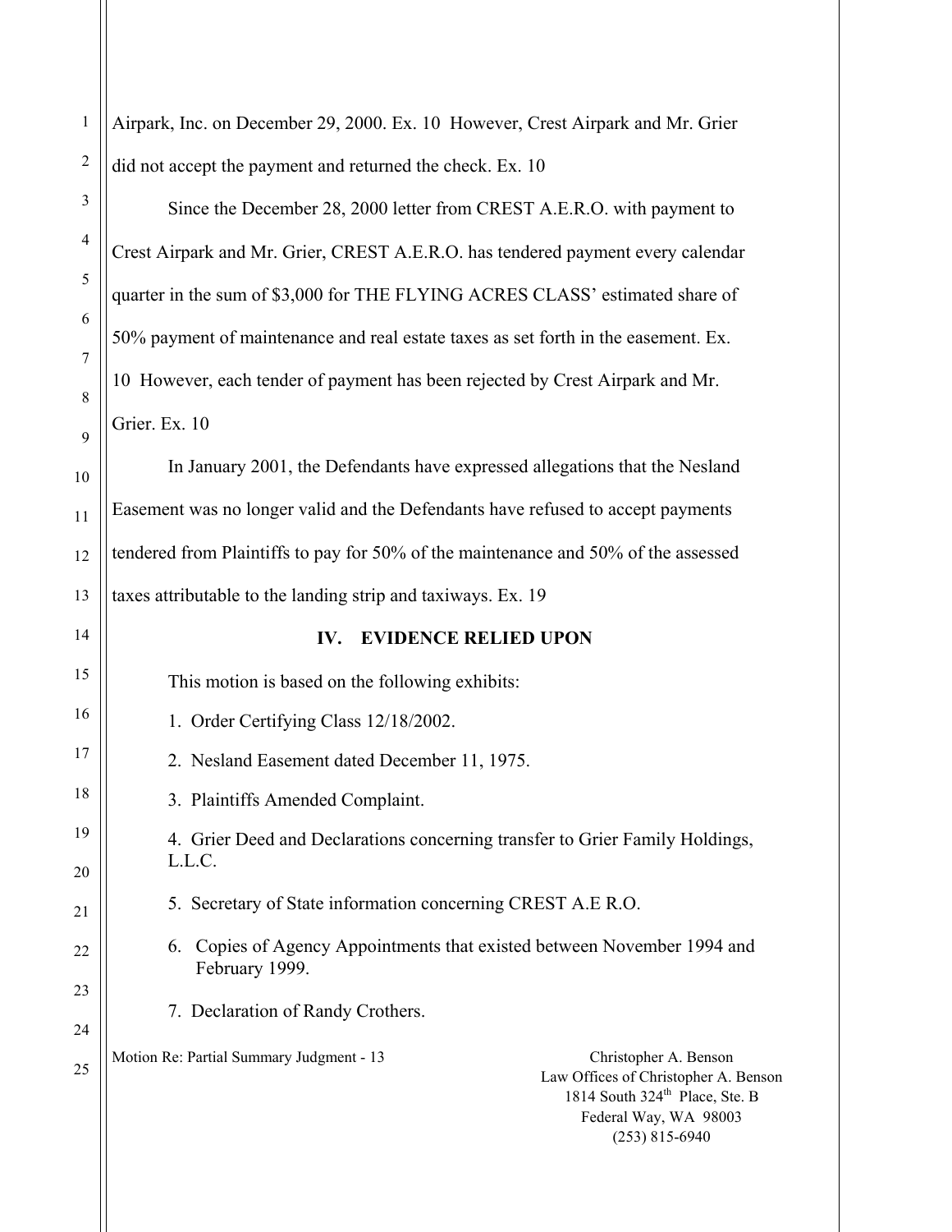Airpark, Inc. on December 29, 2000. Ex. 10 However, Crest Airpark and Mr. Grier did not accept the payment and returned the check. Ex. 10

Since the December 28, 2000 letter from CREST A.E.R.O. with payment to Crest Airpark and Mr. Grier, CREST A.E.R.O. has tendered payment every calendar quarter in the sum of $3,000 for THE FLYING ACRES CLASS' estimated share of 50% payment of maintenance and real estate taxes as set forth in the easement. Ex. 10 However, each tender of payment has been rejected by Crest Airpark and Mr. Grier. Ex. 10

In January 2001, the Defendants have expressed allegations that the Nesland Easement was no longer valid and the Defendants have refused to accept payments tendered from Plaintiffs to pay for 50% of the maintenance and 50% of the assessed taxes attributable to the landing strip and taxiways. Ex. 19

## IV. EVIDENCE RELIED UPON

This motion is based on the following exhibits:

1. Order Certifying Class 12/18/2002.
2. Nesland Easement dated December 11, 1975.
3. Plaintiffs Amended Complaint.
4. Grier Deed and Declarations concerning transfer to Grier Family Holdings, L.L.C.
5. Secretary of State information concerning CREST A.E R.O.
6. Copies of Agency Appointments that existed between November 1994 and February 1999.
7. Declaration of Randy Crothers.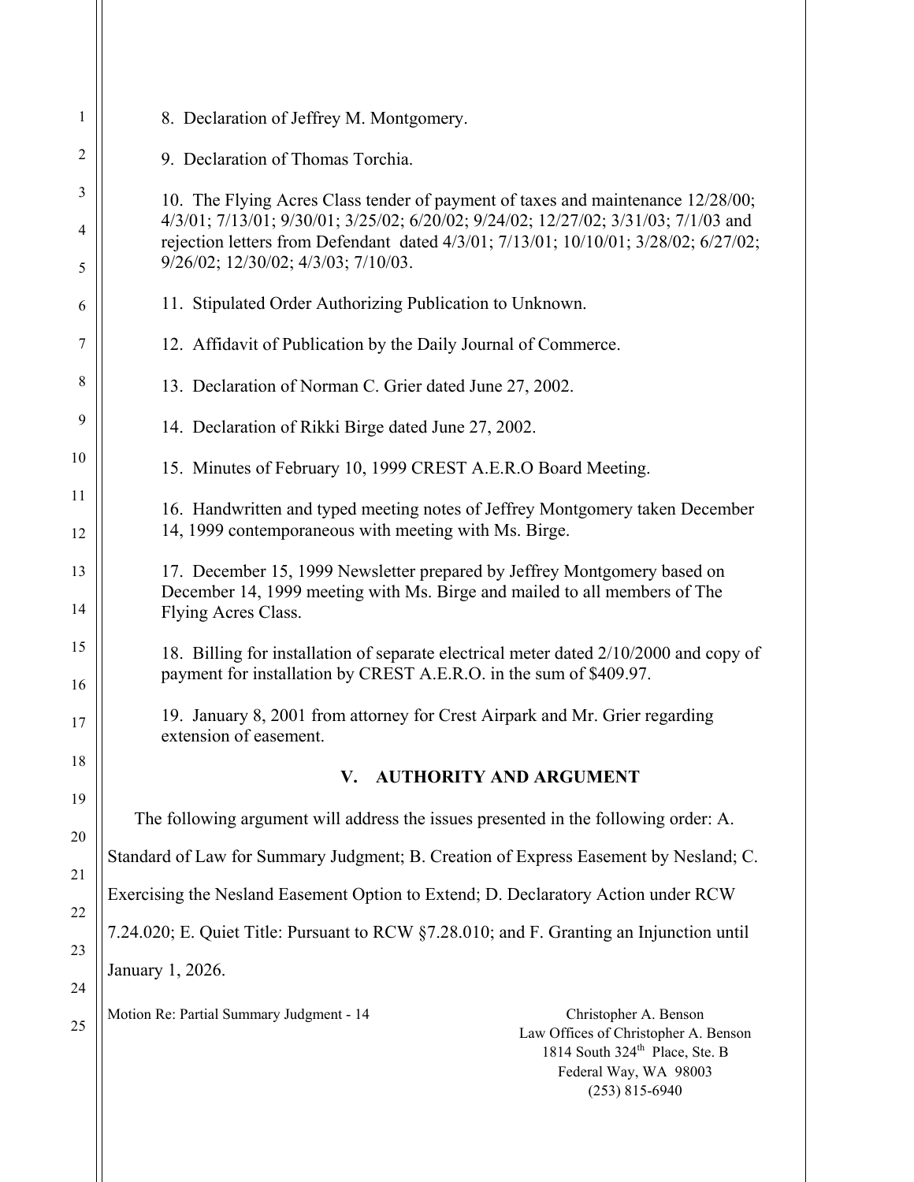8. Declaration of Jeffrey M. Montgomery.

9. Declaration of Thomas Torchia.

10. The Flying Acres Class tender of payment of taxes and maintenance 12/28/00; 4/3/01; 7/13/01; 9/30/01; 3/25/02; 6/20/02; 9/24/02; 12/27/02; 3/31/03; 7/1/03 and rejection letters from Defendant dated 4/3/01; 7/13/01; 10/10/01; 3/28/02; 6/27/02; 9/26/02; 12/30/02; 4/3/03; 7/10/03.

11. Stipulated Order Authorizing Publication to Unknown.

12. Affidavit of Publication by the Daily Journal of Commerce.

13. Declaration of Norman C. Grier dated June 27, 2002.

14. Declaration of Rikki Birge dated June 27, 2002.

15. Minutes of February 10, 1999 CREST A.E.R.O Board Meeting.

16. Handwritten and typed meeting notes of Jeffrey Montgomery taken December 14, 1999 contemporaneous with meeting with Ms. Birge.

17. December 15, 1999 Newsletter prepared by Jeffrey Montgomery based on December 14, 1999 meeting with Ms. Birge and mailed to all members of The Flying Acres Class.

18. Billing for installation of separate electrical meter dated 2/10/2000 and copy of payment for installation by CREST A.E.R.O. in the sum of $409.97.

19. January 8, 2001 from attorney for Crest Airpark and Mr. Grier regarding extension of easement.

## V. AUTHORITY AND ARGUMENT

The following argument will address the issues presented in the following order: A. Standard of Law for Summary Judgment; B. Creation of Express Easement by Nesland; C. Exercising the Nesland Easement Option to Extend; D. Declaratory Action under RCW 7.24.020; E. Quiet Title: Pursuant to RCW §7.28.010; and F. Granting an Injunction until January 1, 2026.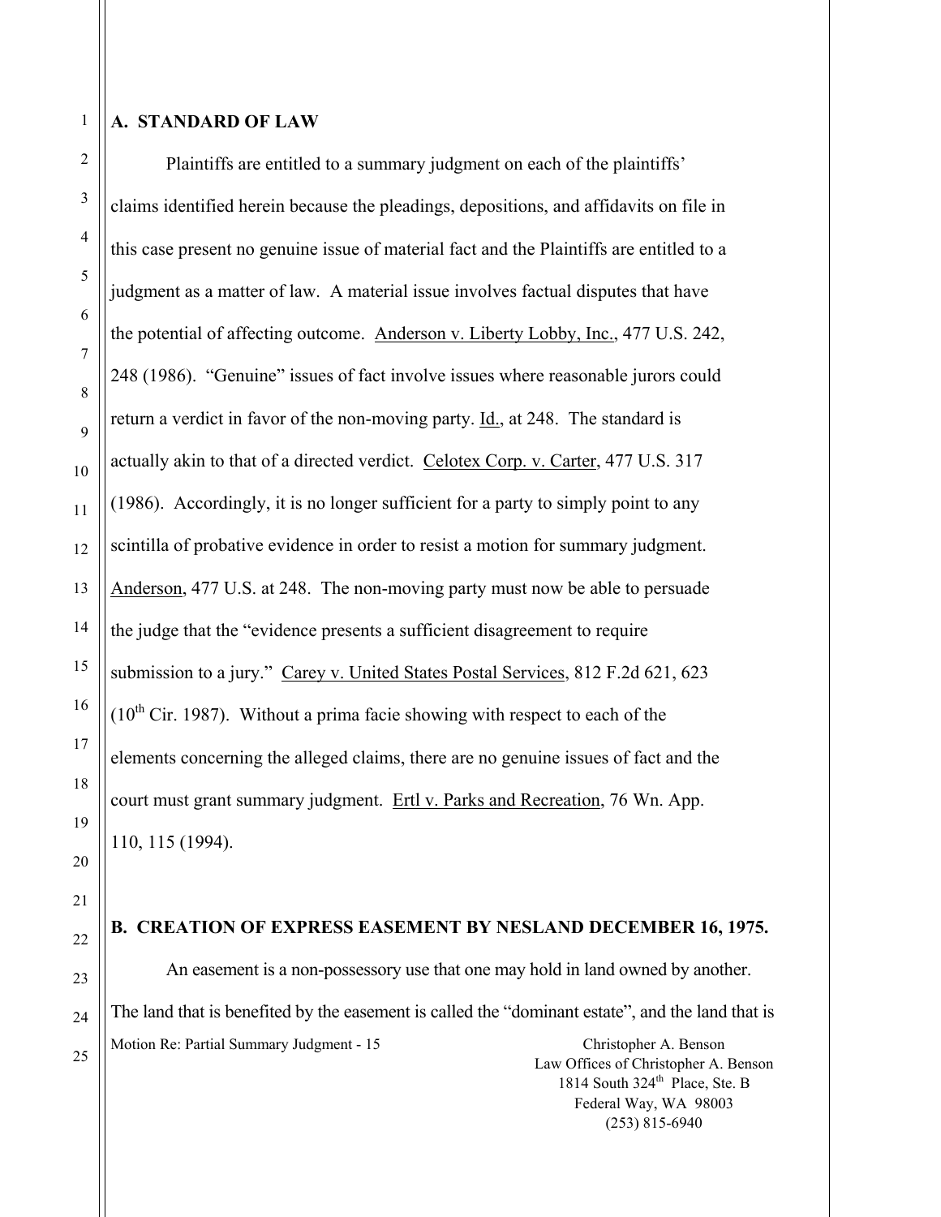## A. STANDARD OF LAW

Plaintiffs are entitled to a summary judgment on each of the plaintiffs' claims identified herein because the pleadings, depositions, and affidavits on file in this case present no genuine issue of material fact and the Plaintiffs are entitled to a judgment as a matter of law. A material issue involves factual disputes that have the potential of affecting outcome. Anderson v. Liberty Lobby, Inc., 477 U.S. 242, 248 (1986). "Genuine" issues of fact involve issues where reasonable jurors could return a verdict in favor of the non-moving party. Id., at 248. The standard is actually akin to that of a directed verdict. Celotex Corp. v. Carter, 477 U.S. 317 (1986). Accordingly, it is no longer sufficient for a party to simply point to any scintilla of probative evidence in order to resist a motion for summary judgment. Anderson, 477 U.S. at 248. The non-moving party must now be able to persuade the judge that the "evidence presents a sufficient disagreement to require submission to a jury." Carey v. United States Postal Services, 812 F.2d 621, 623 (10th Cir. 1987). Without a prima facie showing with respect to each of the elements concerning the alleged claims, there are no genuine issues of fact and the court must grant summary judgment. Ertl v. Parks and Recreation, 76 Wn. App. 110, 115 (1994).

## B. CREATION OF EXPRESS EASEMENT BY NESLAND DECEMBER 16, 1975.

An easement is a non-possessory use that one may hold in land owned by another. The land that is benefited by the easement is called the "dominant estate", and the land that is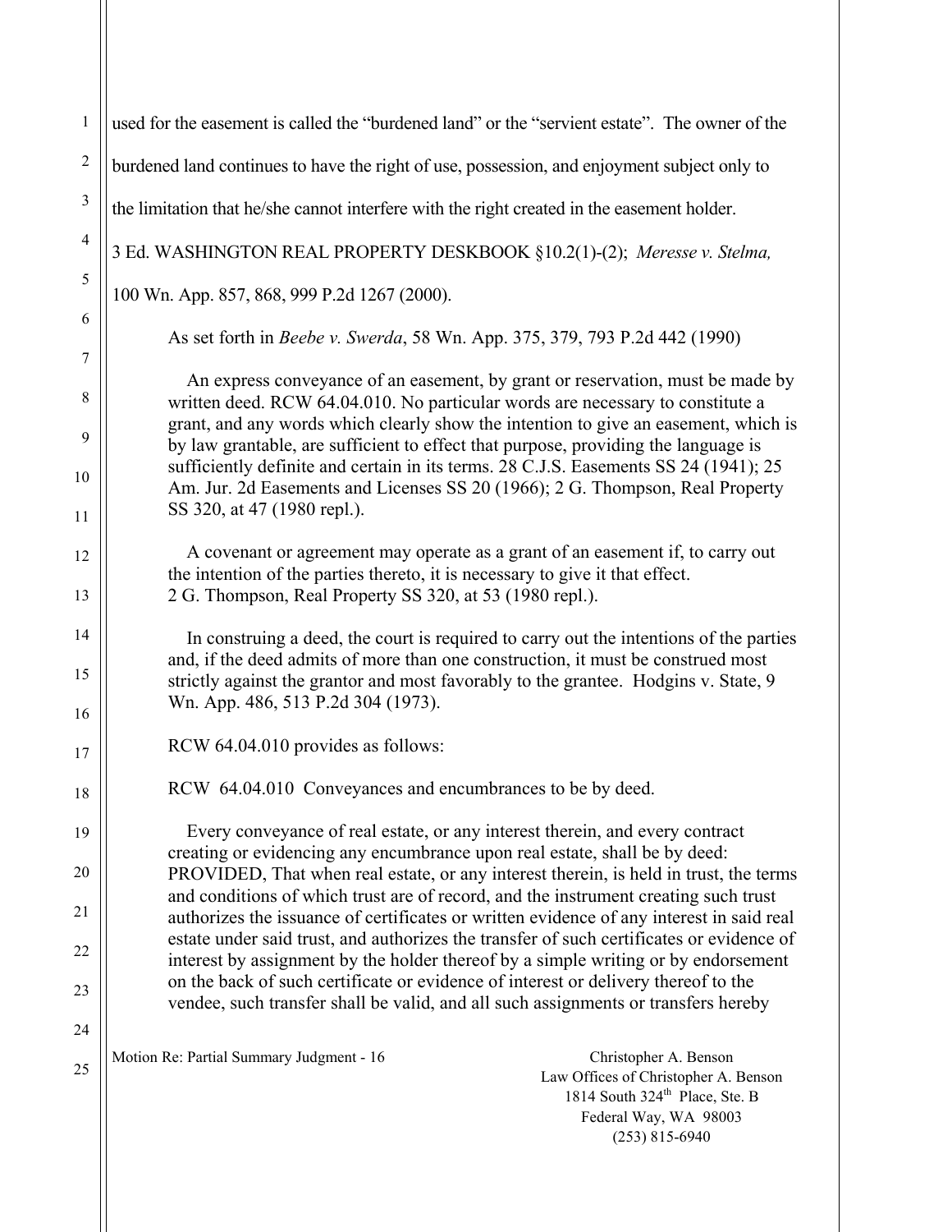used for the easement is called the "burdened land" or the "servient estate". The owner of the burdened land continues to have the right of use, possession, and enjoyment subject only to the limitation that he/she cannot interfere with the right created in the easement holder. 3 Ed. WASHINGTON REAL PROPERTY DESKBOOK §10.2(1)-(2); *Meresse v. Stelma,* 100 Wn. App. 857, 868, 999 P.2d 1267 (2000).

As set forth in *Beebe v. Swerda*, 58 Wn. App. 375, 379, 793 P.2d 442 (1990)

> An express conveyance of an easement, by grant or reservation, must be made by written deed. RCW 64.04.010. No particular words are necessary to constitute a grant, and any words which clearly show the intention to give an easement, which is by law grantable, are sufficient to effect that purpose, providing the language is sufficiently definite and certain in its terms. 28 C.J.S. Easements SS 24 (1941); 25 Am. Jur. 2d Easements and Licenses SS 20 (1966); 2 G. Thompson, Real Property SS 320, at 47 (1980 repl.).
>
> A covenant or agreement may operate as a grant of an easement if, to carry out the intention of the parties thereto, it is necessary to give it that effect. 2 G. Thompson, Real Property SS 320, at 53 (1980 repl.).
>
> In construing a deed, the court is required to carry out the intentions of the parties and, if the deed admits of more than one construction, it must be construed most strictly against the grantor and most favorably to the grantee. Hodgins v. State, 9 Wn. App. 486, 513 P.2d 304 (1973).

RCW 64.04.010 provides as follows:

> RCW 64.04.010 Conveyances and encumbrances to be by deed.
>
> Every conveyance of real estate, or any interest therein, and every contract creating or evidencing any encumbrance upon real estate, shall be by deed: PROVIDED, That when real estate, or any interest therein, is held in trust, the terms and conditions of which trust are of record, and the instrument creating such trust authorizes the issuance of certificates or written evidence of any interest in said real estate under said trust, and authorizes the transfer of such certificates or evidence of interest by assignment by the holder thereof by a simple writing or by endorsement on the back of such certificate or evidence of interest or delivery thereof to the vendee, such transfer shall be valid, and all such assignments or transfers hereby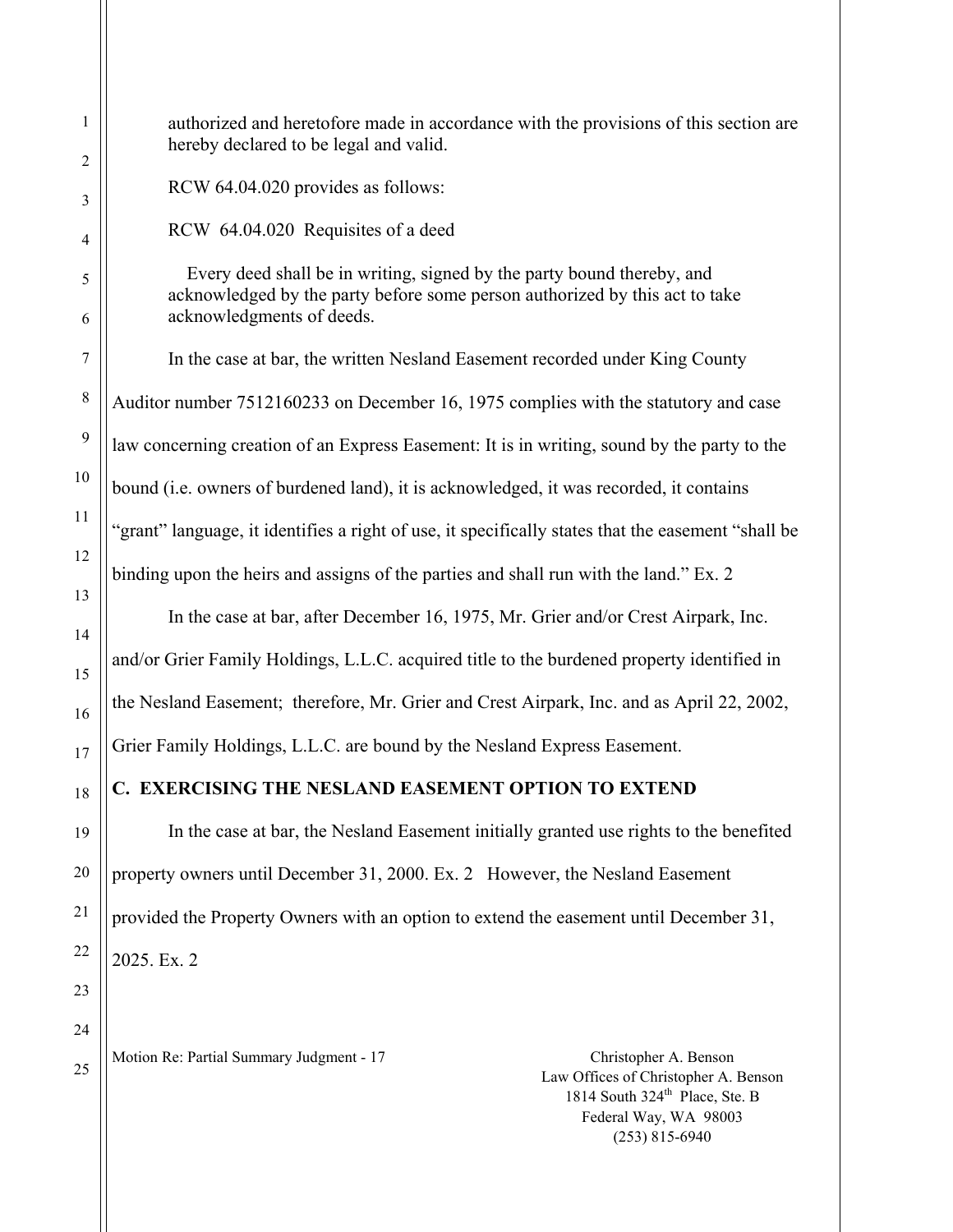authorized and heretofore made in accordance with the provisions of this section are hereby declared to be legal and valid.

RCW 64.04.020 provides as follows:

RCW 64.04.020 Requisites of a deed

Every deed shall be in writing, signed by the party bound thereby, and acknowledged by the party before some person authorized by this act to take acknowledgments of deeds.

In the case at bar, the written Nesland Easement recorded under King County Auditor number 7512160233 on December 16, 1975 complies with the statutory and case law concerning creation of an Express Easement: It is in writing, sound by the party to the bound (i.e. owners of burdened land), it is acknowledged, it was recorded, it contains "grant" language, it identifies a right of use, it specifically states that the easement "shall be binding upon the heirs and assigns of the parties and shall run with the land." Ex. 2

In the case at bar, after December 16, 1975, Mr. Grier and/or Crest Airpark, Inc. and/or Grier Family Holdings, L.L.C. acquired title to the burdened property identified in the Nesland Easement; therefore, Mr. Grier and Crest Airpark, Inc. and as April 22, 2002, Grier Family Holdings, L.L.C. are bound by the Nesland Express Easement.

## C. EXERCISING THE NESLAND EASEMENT OPTION TO EXTEND

In the case at bar, the Nesland Easement initially granted use rights to the benefited property owners until December 31, 2000. Ex. 2 However, the Nesland Easement provided the Property Owners with an option to extend the easement until December 31, 2025. Ex. 2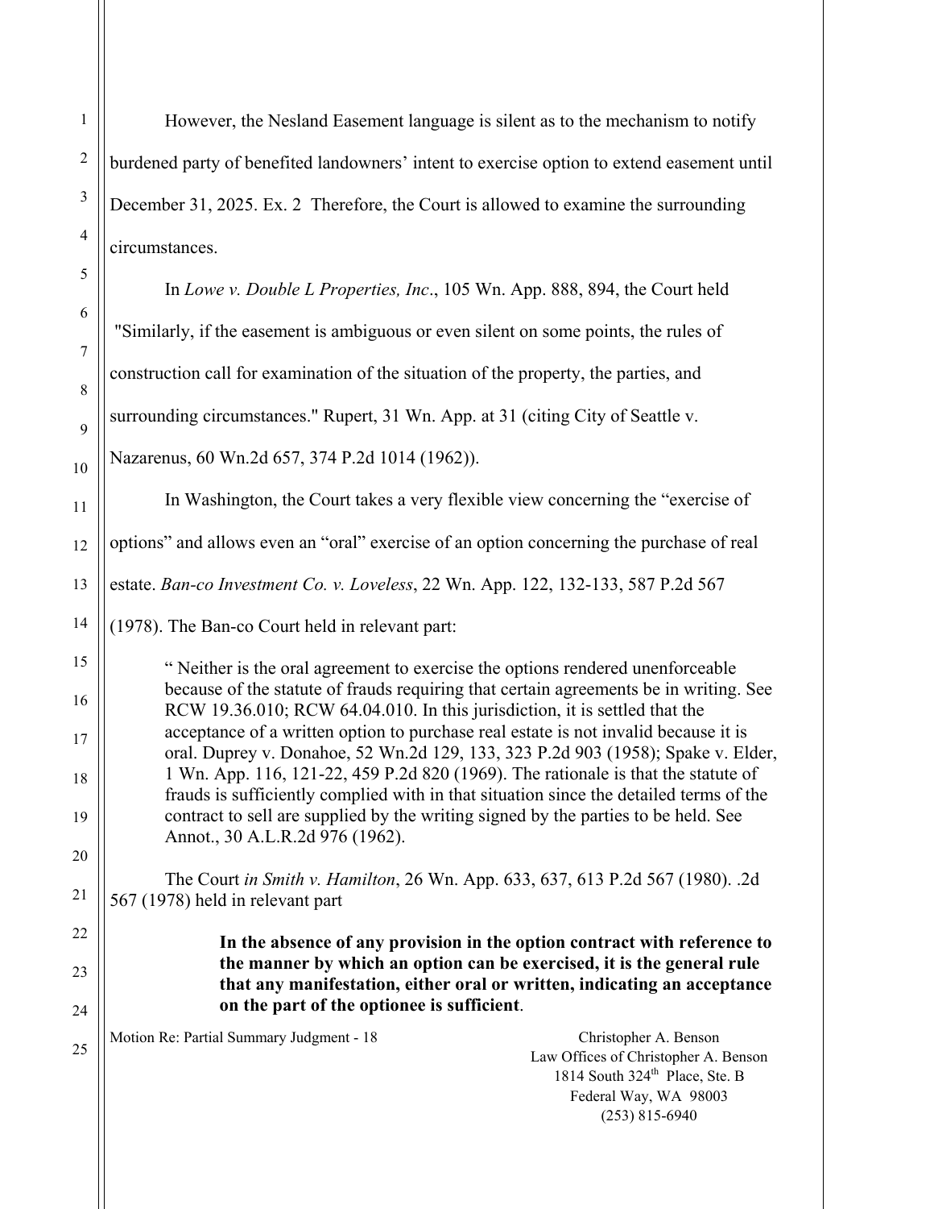However, the Nesland Easement language is silent as to the mechanism to notify burdened party of benefited landowners' intent to exercise option to extend easement until December 31, 2025. Ex. 2 Therefore, the Court is allowed to examine the surrounding circumstances.

In *Lowe v. Double L Properties, Inc*., 105 Wn. App. 888, 894, the Court held "Similarly, if the easement is ambiguous or even silent on some points, the rules of construction call for examination of the situation of the property, the parties, and surrounding circumstances." Rupert, 31 Wn. App. at 31 (citing City of Seattle v. Nazarenus, 60 Wn.2d 657, 374 P.2d 1014 (1962)).

In Washington, the Court takes a very flexible view concerning the "exercise of options" and allows even an "oral" exercise of an option concerning the purchase of real estate. *Ban-co Investment Co. v. Loveless*, 22 Wn. App. 122, 132-133, 587 P.2d 567 (1978). The Ban-co Court held in relevant part:

> " Neither is the oral agreement to exercise the options rendered unenforceable because of the statute of frauds requiring that certain agreements be in writing. See RCW 19.36.010; RCW 64.04.010. In this jurisdiction, it is settled that the acceptance of a written option to purchase real estate is not invalid because it is oral. Duprey v. Donahoe, 52 Wn.2d 129, 133, 323 P.2d 903 (1958); Spake v. Elder, 1 Wn. App. 116, 121-22, 459 P.2d 820 (1969). The rationale is that the statute of frauds is sufficiently complied with in that situation since the detailed terms of the contract to sell are supplied by the writing signed by the parties to be held. See Annot., 30 A.L.R.2d 976 (1962).

The Court *in Smith v. Hamilton*, 26 Wn. App. 633, 637, 613 P.2d 567 (1980). .2d 567 (1978) held in relevant part

> **In the absence of any provision in the option contract with reference to the manner by which an option can be exercised, it is the general rule that any manifestation, either oral or written, indicating an acceptance on the part of the optionee is sufficient**.

Motion Re: Partial Summary Judgment - 18

Christopher A. Benson
Law Offices of Christopher A. Benson
1814 South 324th Place, Ste. B
Federal Way, WA 98003
(253) 815-6940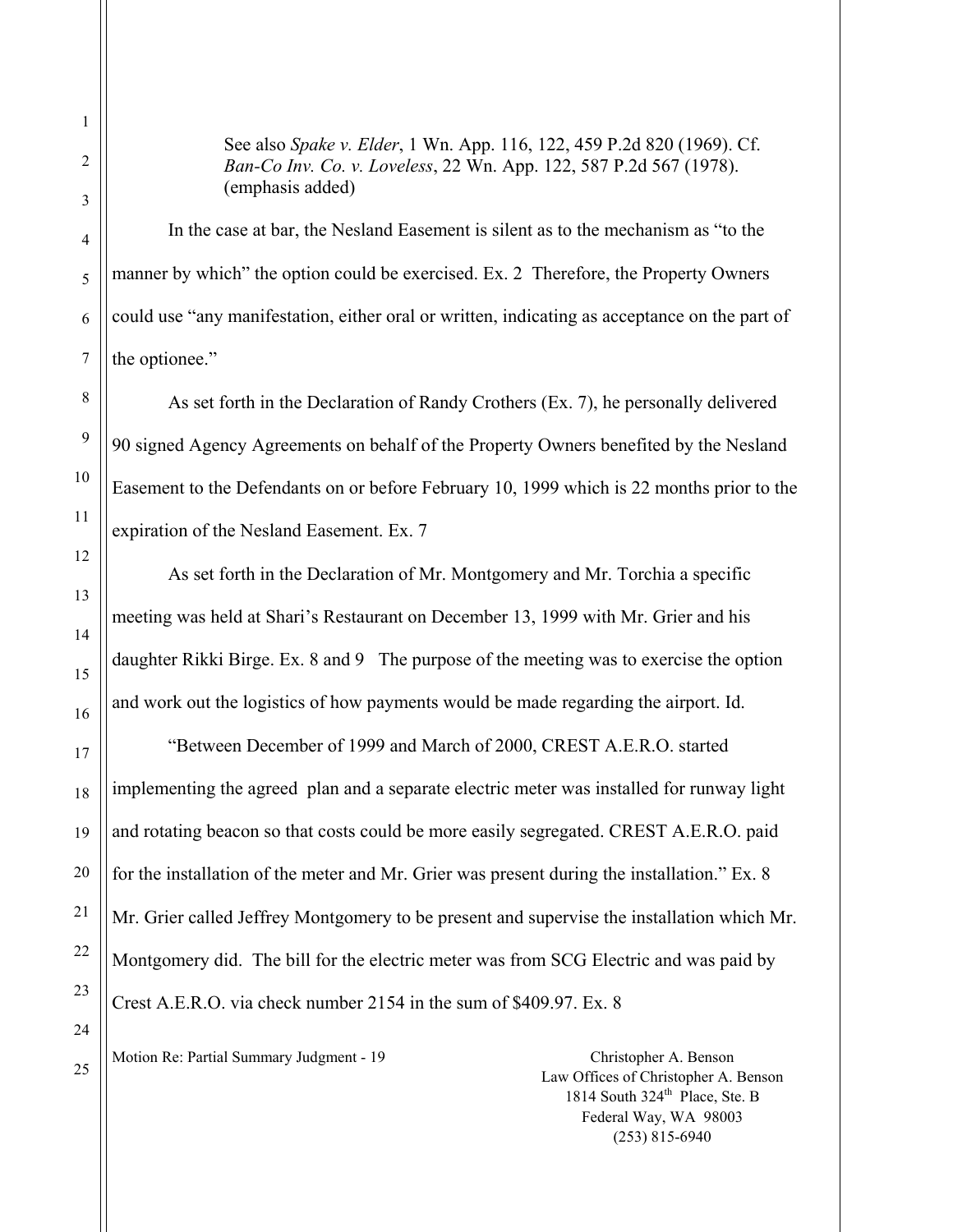See also *Spake v. Elder*, 1 Wn. App. 116, 122, 459 P.2d 820 (1969). Cf. *Ban-Co Inv. Co. v. Loveless*, 22 Wn. App. 122, 587 P.2d 567 (1978). (emphasis added)

In the case at bar, the Nesland Easement is silent as to the mechanism as "to the manner by which" the option could be exercised. Ex. 2 Therefore, the Property Owners could use "any manifestation, either oral or written, indicating as acceptance on the part of the optionee."

As set forth in the Declaration of Randy Crothers (Ex. 7), he personally delivered 90 signed Agency Agreements on behalf of the Property Owners benefited by the Nesland Easement to the Defendants on or before February 10, 1999 which is 22 months prior to the expiration of the Nesland Easement. Ex. 7

As set forth in the Declaration of Mr. Montgomery and Mr. Torchia a specific meeting was held at Shari's Restaurant on December 13, 1999 with Mr. Grier and his daughter Rikki Birge. Ex. 8 and 9 The purpose of the meeting was to exercise the option and work out the logistics of how payments would be made regarding the airport. Id.

"Between December of 1999 and March of 2000, CREST A.E.R.O. started implementing the agreed plan and a separate electric meter was installed for runway light and rotating beacon so that costs could be more easily segregated. CREST A.E.R.O. paid for the installation of the meter and Mr. Grier was present during the installation." Ex. 8 Mr. Grier called Jeffrey Montgomery to be present and supervise the installation which Mr. Montgomery did. The bill for the electric meter was from SCG Electric and was paid by Crest A.E.R.O. via check number 2154 in the sum of $409.97. Ex. 8

Motion Re: Partial Summary Judgment - 19

Christopher A. Benson
Law Offices of Christopher A. Benson
1814 South 324th Place, Ste. B
Federal Way, WA 98003
(253) 815-6940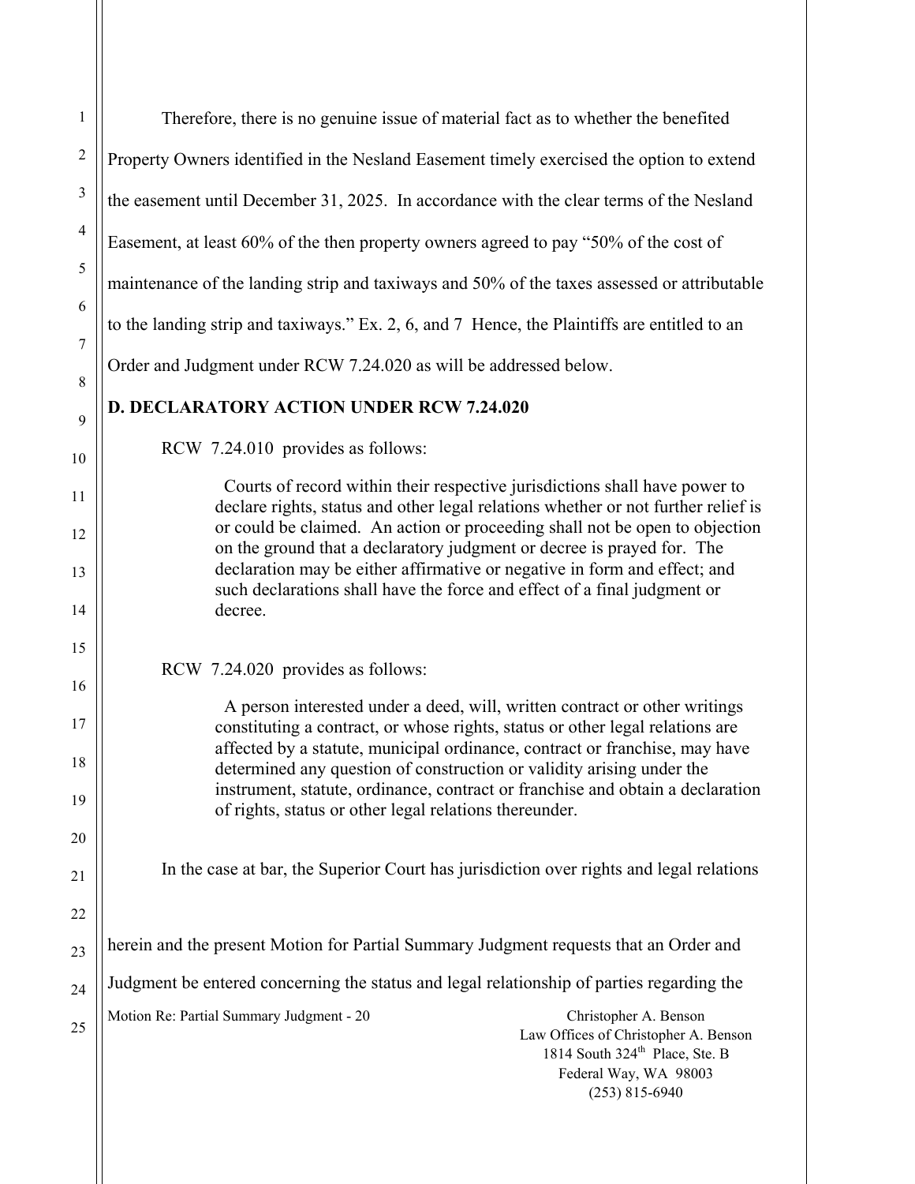Therefore, there is no genuine issue of material fact as to whether the benefited Property Owners identified in the Nesland Easement timely exercised the option to extend the easement until December 31, 2025. In accordance with the clear terms of the Nesland Easement, at least 60% of the then property owners agreed to pay "50% of the cost of maintenance of the landing strip and taxiways and 50% of the taxes assessed or attributable to the landing strip and taxiways." Ex. 2, 6, and 7 Hence, the Plaintiffs are entitled to an Order and Judgment under RCW 7.24.020 as will be addressed below.

**D. DECLARATORY ACTION UNDER RCW 7.24.020**

RCW 7.24.010 provides as follows:

> Courts of record within their respective jurisdictions shall have power to declare rights, status and other legal relations whether or not further relief is or could be claimed. An action or proceeding shall not be open to objection on the ground that a declaratory judgment or decree is prayed for. The declaration may be either affirmative or negative in form and effect; and such declarations shall have the force and effect of a final judgment or decree.

RCW 7.24.020 provides as follows:

> A person interested under a deed, will, written contract or other writings constituting a contract, or whose rights, status or other legal relations are affected by a statute, municipal ordinance, contract or franchise, may have determined any question of construction or validity arising under the instrument, statute, ordinance, contract or franchise and obtain a declaration of rights, status or other legal relations thereunder.

In the case at bar, the Superior Court has jurisdiction over rights and legal relations herein and the present Motion for Partial Summary Judgment requests that an Order and Judgment be entered concerning the status and legal relationship of parties regarding the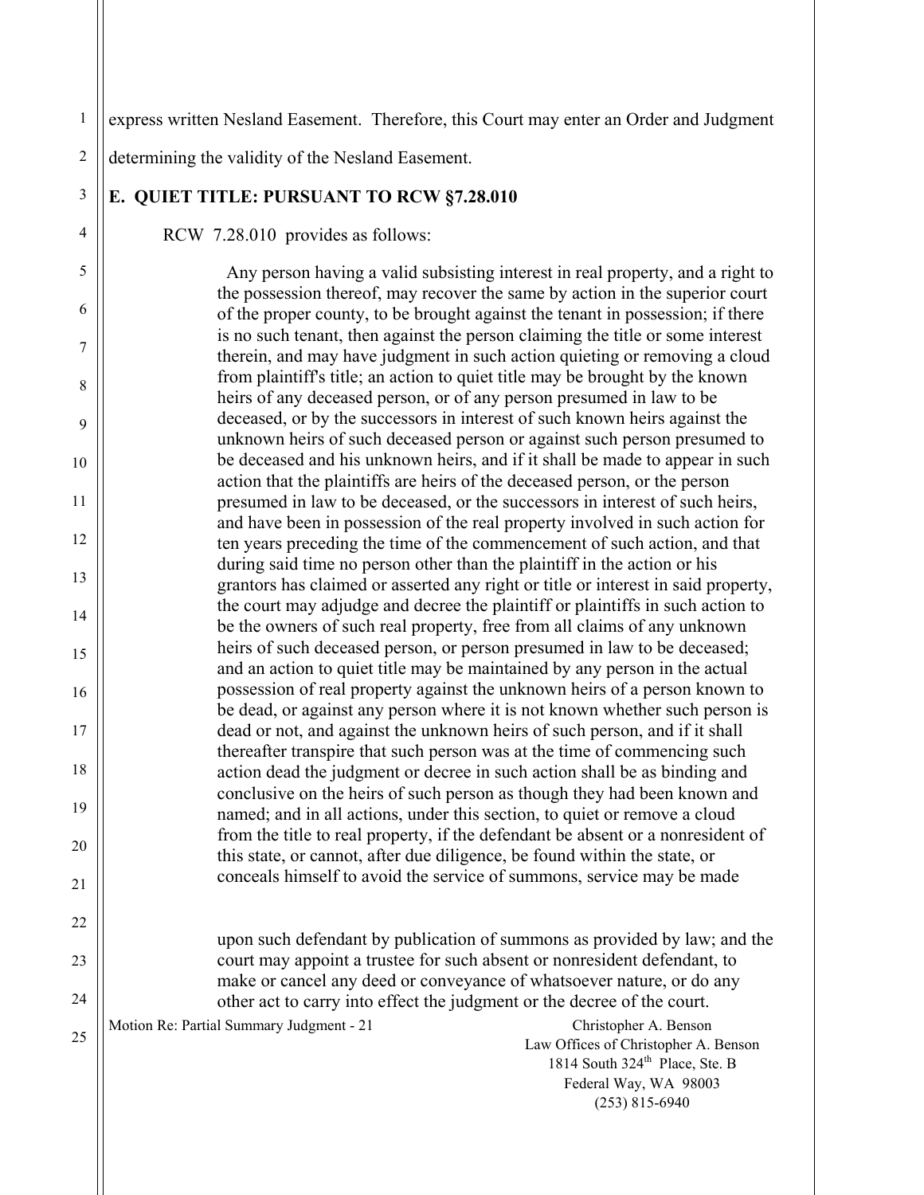express written Nesland Easement. Therefore, this Court may enter an Order and Judgment determining the validity of the Nesland Easement.

**E. QUIET TITLE: PURSUANT TO RCW §7.28.010**

RCW 7.28.010 provides as follows:

> Any person having a valid subsisting interest in real property, and a right to the possession thereof, may recover the same by action in the superior court of the proper county, to be brought against the tenant in possession; if there is no such tenant, then against the person claiming the title or some interest therein, and may have judgment in such action quieting or removing a cloud from plaintiff's title; an action to quiet title may be brought by the known heirs of any deceased person, or of any person presumed in law to be deceased, or by the successors in interest of such known heirs against the unknown heirs of such deceased person or against such person presumed to be deceased and his unknown heirs, and if it shall be made to appear in such action that the plaintiffs are heirs of the deceased person, or the person presumed in law to be deceased, or the successors in interest of such heirs, and have been in possession of the real property involved in such action for ten years preceding the time of the commencement of such action, and that during said time no person other than the plaintiff in the action or his grantors has claimed or asserted any right or title or interest in said property, the court may adjudge and decree the plaintiff or plaintiffs in such action to be the owners of such real property, free from all claims of any unknown heirs of such deceased person, or person presumed in law to be deceased; and an action to quiet title may be maintained by any person in the actual possession of real property against the unknown heirs of a person known to be dead, or against any person where it is not known whether such person is dead or not, and against the unknown heirs of such person, and if it shall thereafter transpire that such person was at the time of commencing such action dead the judgment or decree in such action shall be as binding and conclusive on the heirs of such person as though they had been known and named; and in all actions, under this section, to quiet or remove a cloud from the title to real property, if the defendant be absent or a nonresident of this state, or cannot, after due diligence, be found within the state, or conceals himself to avoid the service of summons, service may be made upon such defendant by publication of summons as provided by law; and the court may appoint a trustee for such absent or nonresident defendant, to make or cancel any deed or conveyance of whatsoever nature, or do any other act to carry into effect the judgment or the decree of the court.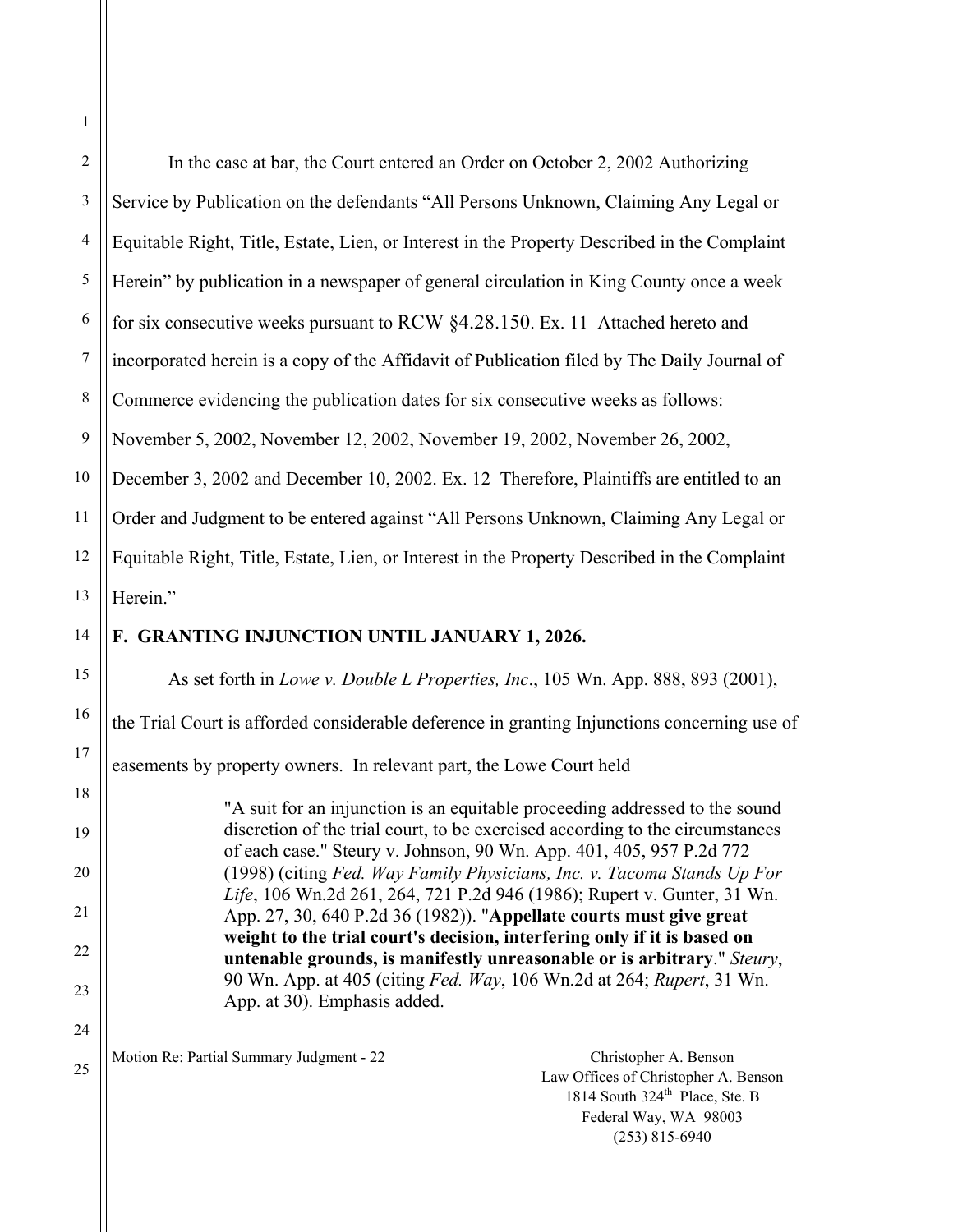In the case at bar, the Court entered an Order on October 2, 2002 Authorizing Service by Publication on the defendants "All Persons Unknown, Claiming Any Legal or Equitable Right, Title, Estate, Lien, or Interest in the Property Described in the Complaint Herein" by publication in a newspaper of general circulation in King County once a week for six consecutive weeks pursuant to RCW §4.28.150. Ex. 11 Attached hereto and incorporated herein is a copy of the Affidavit of Publication filed by The Daily Journal of Commerce evidencing the publication dates for six consecutive weeks as follows: November 5, 2002, November 12, 2002, November 19, 2002, November 26, 2002, December 3, 2002 and December 10, 2002. Ex. 12 Therefore, Plaintiffs are entitled to an Order and Judgment to be entered against "All Persons Unknown, Claiming Any Legal or Equitable Right, Title, Estate, Lien, or Interest in the Property Described in the Complaint Herein."

**F. GRANTING INJUNCTION UNTIL JANUARY 1, 2026.**

As set forth in *Lowe v. Double L Properties, Inc*., 105 Wn. App. 888, 893 (2001), the Trial Court is afforded considerable deference in granting Injunctions concerning use of easements by property owners. In relevant part, the Lowe Court held

> "A suit for an injunction is an equitable proceeding addressed to the sound discretion of the trial court, to be exercised according to the circumstances of each case." Steury v. Johnson, 90 Wn. App. 401, 405, 957 P.2d 772 (1998) (citing *Fed. Way Family Physicians, Inc. v. Tacoma Stands Up For Life*, 106 Wn.2d 261, 264, 721 P.2d 946 (1986); Rupert v. Gunter, 31 Wn. App. 27, 30, 640 P.2d 36 (1982)). "**Appellate courts must give great weight to the trial court's decision, interfering only if it is based on untenable grounds, is manifestly unreasonable or is arbitrary**." *Steury*, 90 Wn. App. at 405 (citing *Fed. Way*, 106 Wn.2d at 264; *Rupert*, 31 Wn. App. at 30). Emphasis added.

Motion Re: Partial Summary Judgment - 22

Christopher A. Benson
Law Offices of Christopher A. Benson
1814 South 324th Place, Ste. B
Federal Way, WA 98003
(253) 815-6940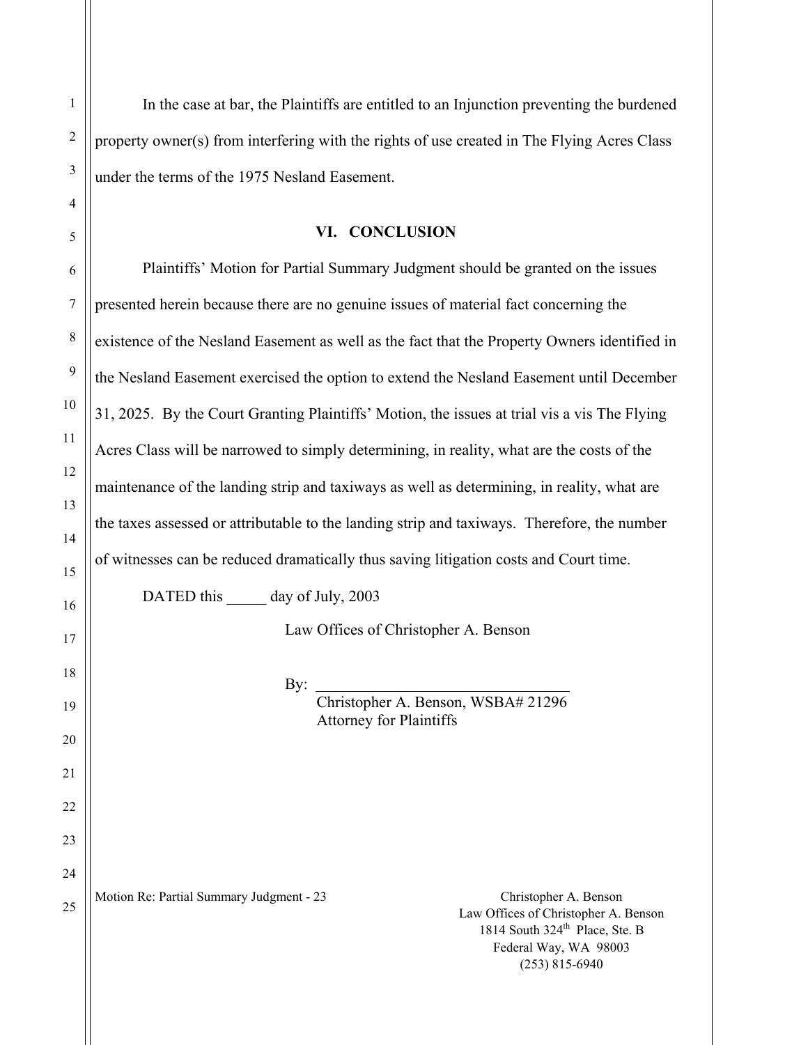In the case at bar, the Plaintiffs are entitled to an Injunction preventing the burdened property owner(s) from interfering with the rights of use created in The Flying Acres Class under the terms of the 1975 Nesland Easement.

## VI. CONCLUSION

Plaintiffs' Motion for Partial Summary Judgment should be granted on the issues presented herein because there are no genuine issues of material fact concerning the existence of the Nesland Easement as well as the fact that the Property Owners identified in the Nesland Easement exercised the option to extend the Nesland Easement until December 31, 2025. By the Court Granting Plaintiffs' Motion, the issues at trial vis a vis The Flying Acres Class will be narrowed to simply determining, in reality, what are the costs of the maintenance of the landing strip and taxiways as well as determining, in reality, what are the taxes assessed or attributable to the landing strip and taxiways. Therefore, the number of witnesses can be reduced dramatically thus saving litigation costs and Court time.

DATED this _____ day of July, 2003

Law Offices of Christopher A. Benson

By: ________________________________
Christopher A. Benson, WSBA# 21296
Attorney for Plaintiffs

Motion Re: Partial Summary Judgment - 23

Christopher A. Benson
Law Offices of Christopher A. Benson
1814 South 324th Place, Ste. B
Federal Way, WA 98003
(253) 815-6940